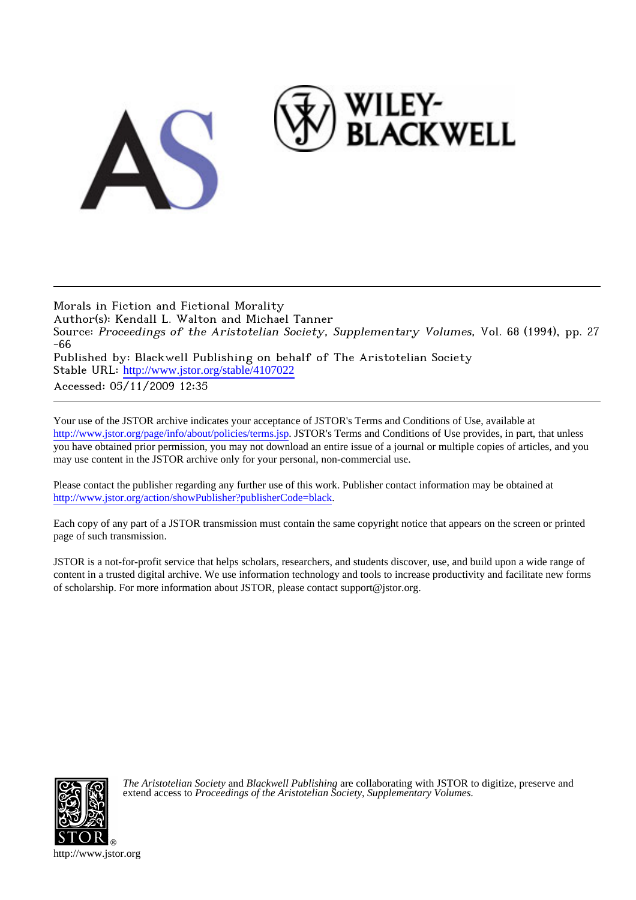Morals in Fiction and Fictional Morality
Author(s): Kendall L. Walton and Michael Tanner
Source: *Proceedings of the Aristotelian Society, Supplementary Volumes*, Vol. 68 (1994), pp. 27-66
Published by: Blackwell Publishing on behalf of The Aristotelian Society
Stable URL: http://www.jstor.org/stable/4107022
Accessed: 05/11/2009 12:35

---

Your use of the JSTOR archive indicates your acceptance of JSTOR's Terms and Conditions of Use, available at http://www.jstor.org/page/info/about/policies/terms.jsp. JSTOR's Terms and Conditions of Use provides, in part, that unless you have obtained prior permission, you may not download an entire issue of a journal or multiple copies of articles, and you may use content in the JSTOR archive only for your personal, non-commercial use.

Please contact the publisher regarding any further use of this work. Publisher contact information may be obtained at http://www.jstor.org/action/showPublisher?publisherCode=black.

Each copy of any part of a JSTOR transmission must contain the same copyright notice that appears on the screen or printed page of such transmission.

JSTOR is a not-for-profit service that helps scholars, researchers, and students discover, use, and build upon a wide range of content in a trusted digital archive. We use information technology and tools to increase productivity and facilitate new forms of scholarship. For more information about JSTOR, please contact support@jstor.org.

*The Aristotelian Society* and *Blackwell Publishing* are collaborating with JSTOR to digitize, preserve and extend access to *Proceedings of the Aristotelian Society, Supplementary Volumes.*

http://www.jstor.org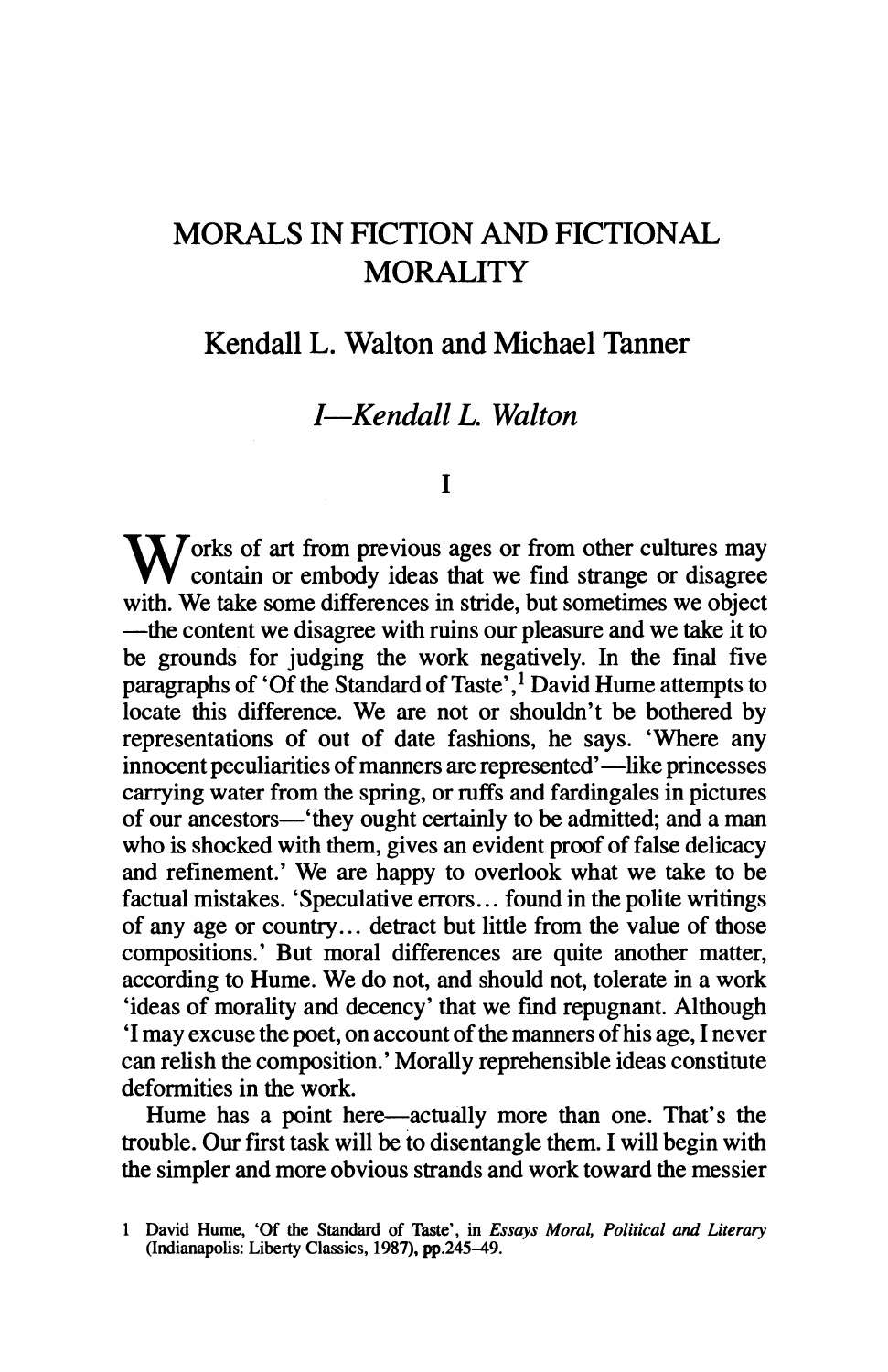# MORALS IN FICTION AND FICTIONAL MORALITY

## Kendall L. Walton and Michael Tanner

### I—*Kendall L. Walton*

I

Works of art from previous ages or from other cultures may contain or embody ideas that we find strange or disagree with. We take some differences in stride, but sometimes we object —the content we disagree with ruins our pleasure and we take it to be grounds for judging the work negatively. In the final five paragraphs of 'Of the Standard of Taste',[1] David Hume attempts to locate this difference. We are not or shouldn't be bothered by representations of out of date fashions, he says. 'Where any innocent peculiarities of manners are represented'—like princesses carrying water from the spring, or ruffs and fardingales in pictures of our ancestors—'they ought certainly to be admitted; and a man who is shocked with them, gives an evident proof of false delicacy and refinement.' We are happy to overlook what we take to be factual mistakes. 'Speculative errors... found in the polite writings of any age or country... detract but little from the value of those compositions.' But moral differences are quite another matter, according to Hume. We do not, and should not, tolerate in a work 'ideas of morality and decency' that we find repugnant. Although 'I may excuse the poet, on account of the manners of his age, I never can relish the composition.' Morally reprehensible ideas constitute deformities in the work.

Hume has a point here—actually more than one. That's the trouble. Our first task will be to disentangle them. I will begin with the simpler and more obvious strands and work toward the messier

1 David Hume, 'Of the Standard of Taste', in *Essays Moral, Political and Literary* (Indianapolis: Liberty Classics, 1987), pp.245–49.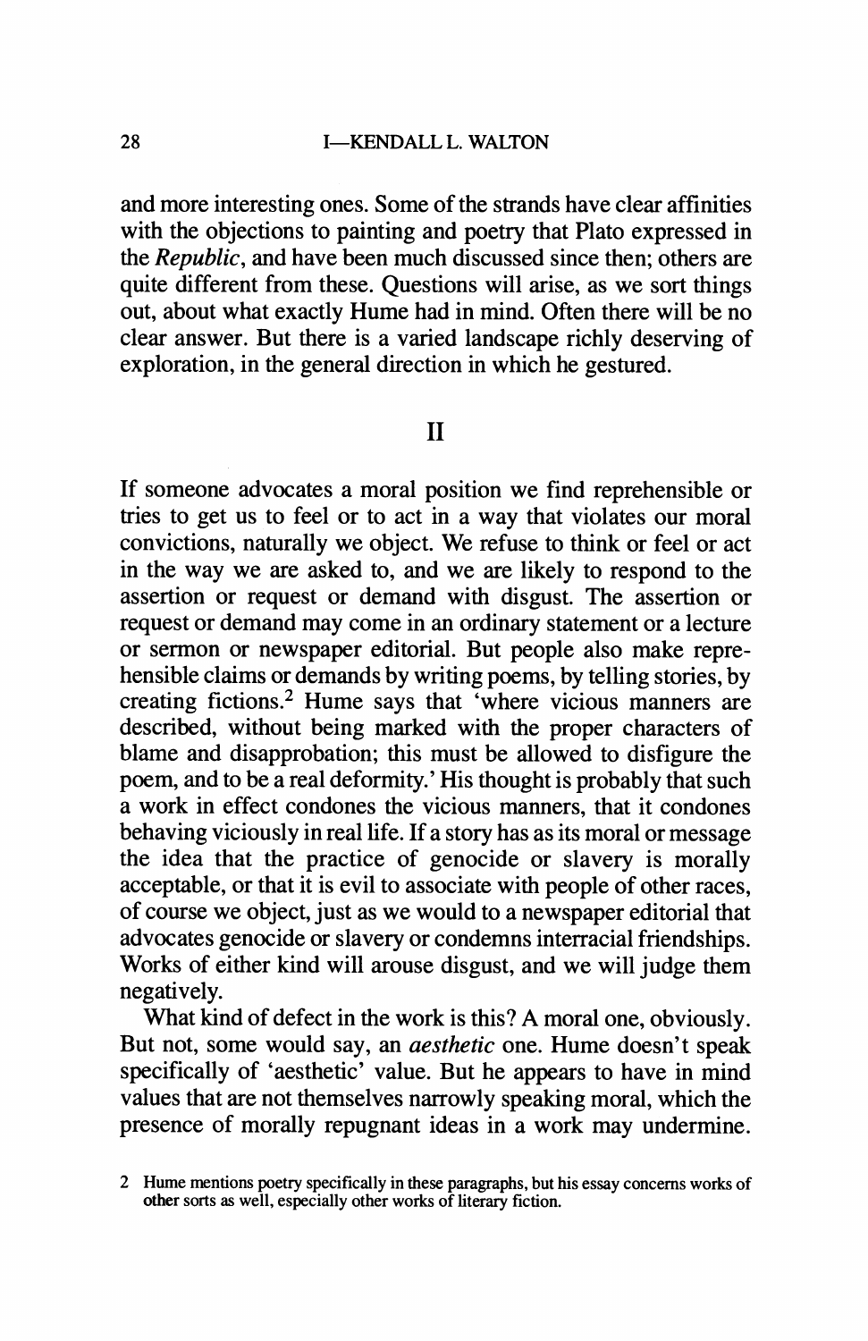and more interesting ones. Some of the strands have clear affinities with the objections to painting and poetry that Plato expressed in the *Republic*, and have been much discussed since then; others are quite different from these. Questions will arise, as we sort things out, about what exactly Hume had in mind. Often there will be no clear answer. But there is a varied landscape richly deserving of exploration, in the general direction in which he gestured.

## II

If someone advocates a moral position we find reprehensible or tries to get us to feel or to act in a way that violates our moral convictions, naturally we object. We refuse to think or feel or act in the way we are asked to, and we are likely to respond to the assertion or request or demand with disgust. The assertion or request or demand may come in an ordinary statement or a lecture or sermon or newspaper editorial. But people also make reprehensible claims or demands by writing poems, by telling stories, by creating fictions.[2] Hume says that 'where vicious manners are described, without being marked with the proper characters of blame and disapprobation; this must be allowed to disfigure the poem, and to be a real deformity.' His thought is probably that such a work in effect condones the vicious manners, that it condones behaving viciously in real life. If a story has as its moral or message the idea that the practice of genocide or slavery is morally acceptable, or that it is evil to associate with people of other races, of course we object, just as we would to a newspaper editorial that advocates genocide or slavery or condemns interracial friendships. Works of either kind will arouse disgust, and we will judge them negatively.

What kind of defect in the work is this? A moral one, obviously. But not, some would say, an *aesthetic* one. Hume doesn't speak specifically of 'aesthetic' value. But he appears to have in mind values that are not themselves narrowly speaking moral, which the presence of morally repugnant ideas in a work may undermine.

[2] Hume mentions poetry specifically in these paragraphs, but his essay concerns works of other sorts as well, especially other works of literary fiction.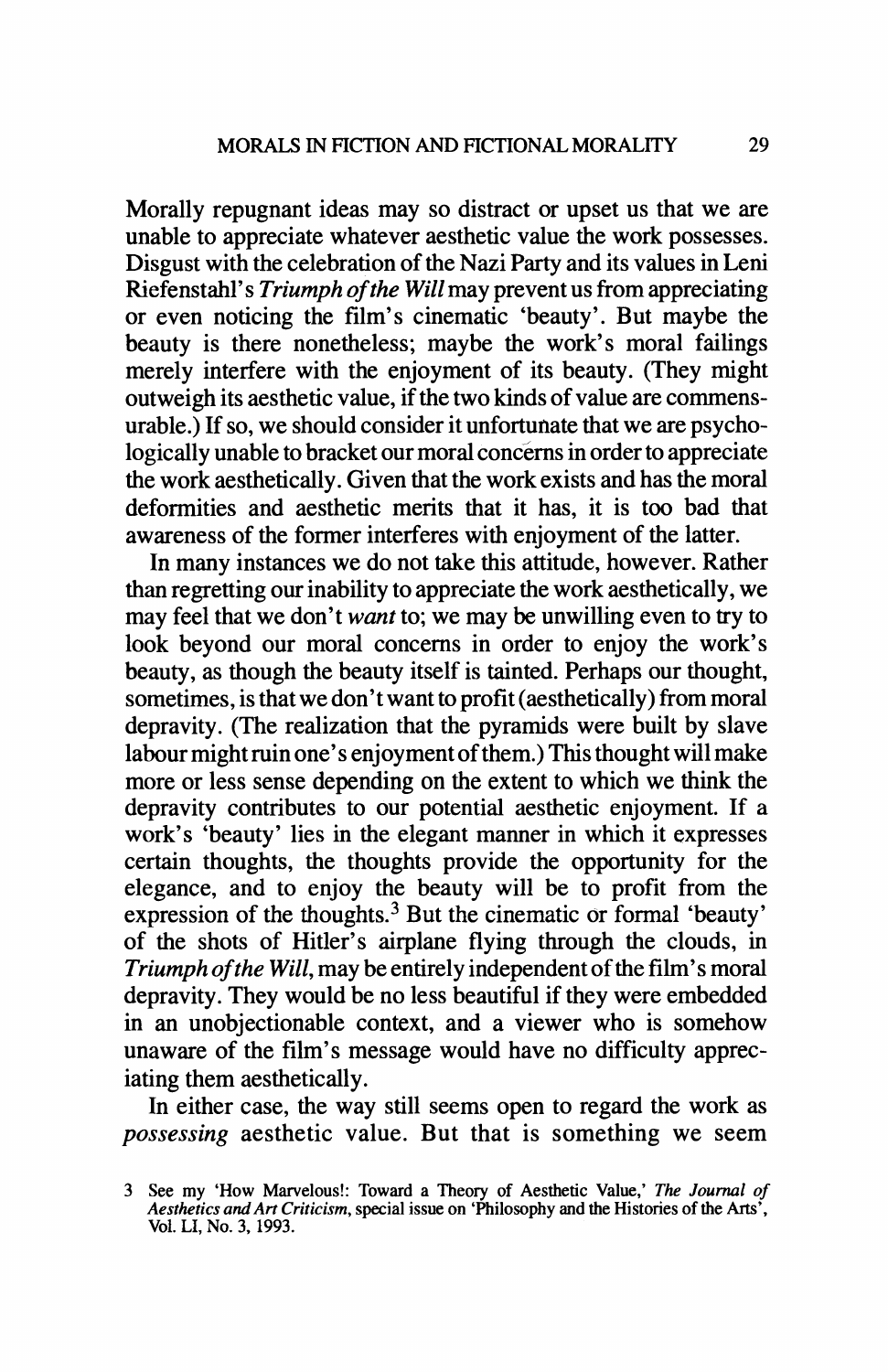Morally repugnant ideas may so distract or upset us that we are unable to appreciate whatever aesthetic value the work possesses. Disgust with the celebration of the Nazi Party and its values in Leni Riefenstahl's *Triumph of the Will* may prevent us from appreciating or even noticing the film's cinematic 'beauty'. But maybe the beauty is there nonetheless; maybe the work's moral failings merely interfere with the enjoyment of its beauty. (They might outweigh its aesthetic value, if the two kinds of value are commensurable.) If so, we should consider it unfortunate that we are psychologically unable to bracket our moral concerns in order to appreciate the work aesthetically. Given that the work exists and has the moral deformities and aesthetic merits that it has, it is too bad that awareness of the former interferes with enjoyment of the latter.

In many instances we do not take this attitude, however. Rather than regretting our inability to appreciate the work aesthetically, we may feel that we don't *want* to; we may be unwilling even to try to look beyond our moral concerns in order to enjoy the work's beauty, as though the beauty itself is tainted. Perhaps our thought, sometimes, is that we don't want to profit (aesthetically) from moral depravity. (The realization that the pyramids were built by slave labour might ruin one's enjoyment of them.) This thought will make more or less sense depending on the extent to which we think the depravity contributes to our potential aesthetic enjoyment. If a work's 'beauty' lies in the elegant manner in which it expresses certain thoughts, the thoughts provide the opportunity for the elegance, and to enjoy the beauty will be to profit from the expression of the thoughts.[3] But the cinematic or formal 'beauty' of the shots of Hitler's airplane flying through the clouds, in *Triumph of the Will*, may be entirely independent of the film's moral depravity. They would be no less beautiful if they were embedded in an unobjectionable context, and a viewer who is somehow unaware of the film's message would have no difficulty appreciating them aesthetically.

In either case, the way still seems open to regard the work as *possessing* aesthetic value. But that is something we seem

3 See my 'How Marvelous!: Toward a Theory of Aesthetic Value,' *The Journal of Aesthetics and Art Criticism*, special issue on 'Philosophy and the Histories of the Arts', Vol. LI, No. 3, 1993.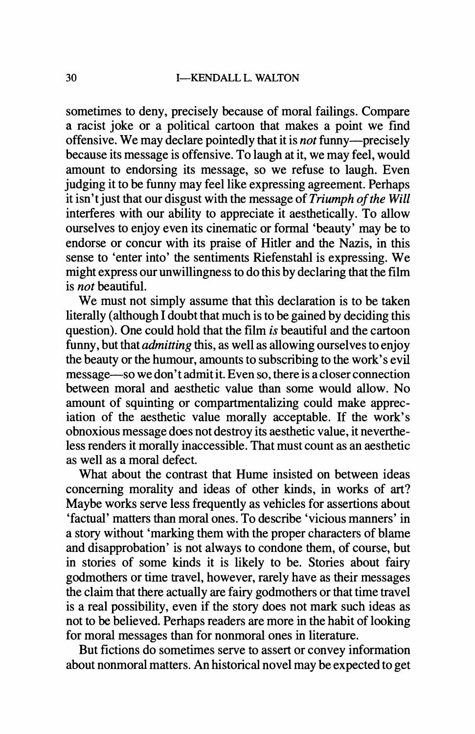sometimes to deny, precisely because of moral failings. Compare a racist joke or a political cartoon that makes a point we find offensive. We may declare pointedly that it is *not* funny—precisely because its message is offensive. To laugh at it, we may feel, would amount to endorsing its message, so we refuse to laugh. Even judging it to be funny may feel like expressing agreement. Perhaps it isn't just that our disgust with the message of *Triumph of the Will* interferes with our ability to appreciate it aesthetically. To allow ourselves to enjoy even its cinematic or formal 'beauty' may be to endorse or concur with its praise of Hitler and the Nazis, in this sense to 'enter into' the sentiments Riefenstahl is expressing. We might express our unwillingness to do this by declaring that the film is *not* beautiful.

We must not simply assume that this declaration is to be taken literally (although I doubt that much is to be gained by deciding this question). One could hold that the film *is* beautiful and the cartoon funny, but that *admitting* this, as well as allowing ourselves to enjoy the beauty or the humour, amounts to subscribing to the work's evil message—so we don't admit it. Even so, there is a closer connection between moral and aesthetic value than some would allow. No amount of squinting or compartmentalizing could make appreciation of the aesthetic value morally acceptable. If the work's obnoxious message does not destroy its aesthetic value, it nevertheless renders it morally inaccessible. That must count as an aesthetic as well as a moral defect.

What about the contrast that Hume insisted on between ideas concerning morality and ideas of other kinds, in works of art? Maybe works serve less frequently as vehicles for assertions about 'factual' matters than moral ones. To describe 'vicious manners' in a story without 'marking them with the proper characters of blame and disapprobation' is not always to condone them, of course, but in stories of some kinds it is likely to be. Stories about fairy godmothers or time travel, however, rarely have as their messages the claim that there actually are fairy godmothers or that time travel is a real possibility, even if the story does not mark such ideas as not to be believed. Perhaps readers are more in the habit of looking for moral messages than for nonmoral ones in literature.

But fictions do sometimes serve to assert or convey information about nonmoral matters. An historical novel may be expected to get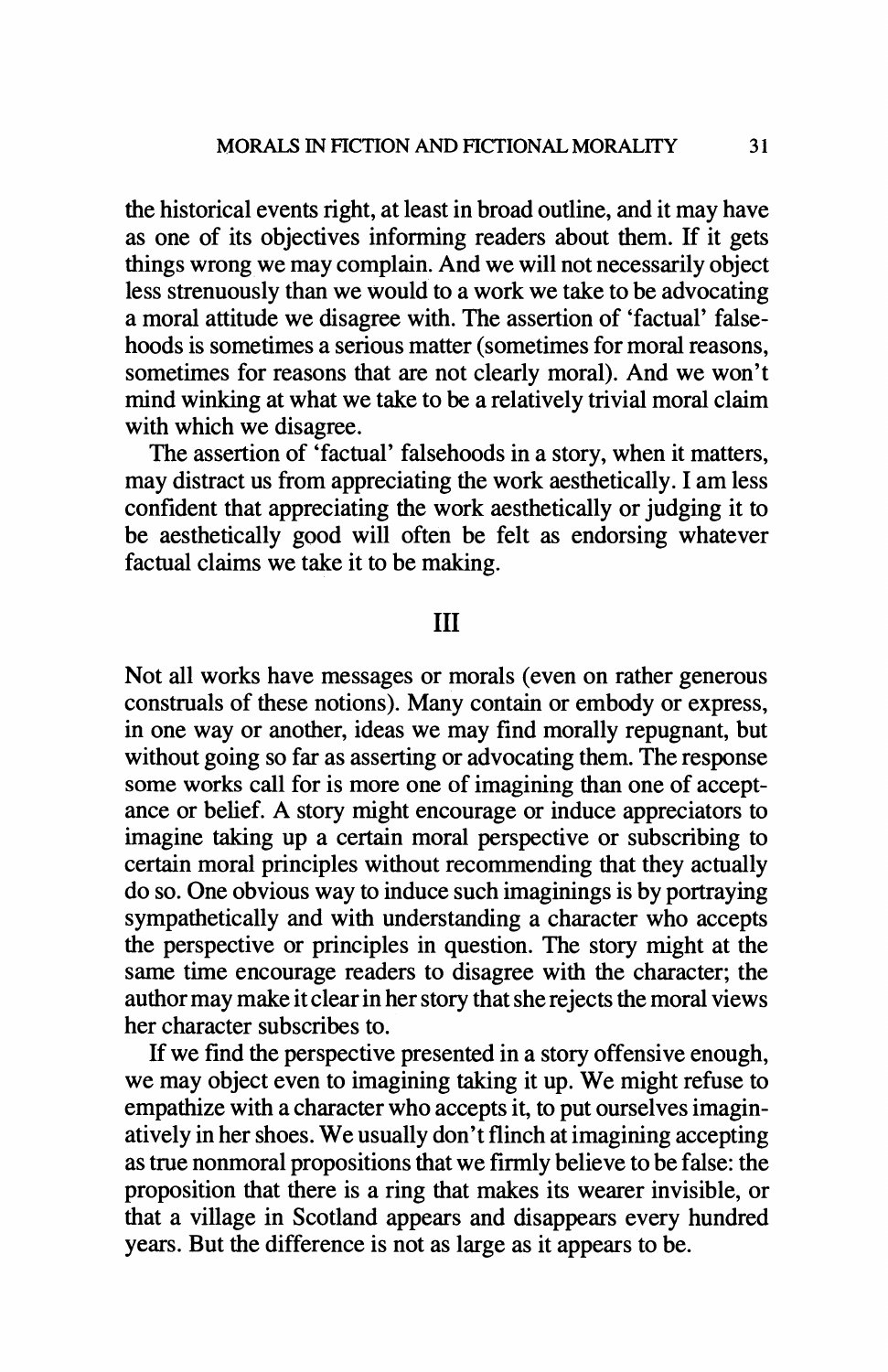the historical events right, at least in broad outline, and it may have as one of its objectives informing readers about them. If it gets things wrong we may complain. And we will not necessarily object less strenuously than we would to a work we take to be advocating a moral attitude we disagree with. The assertion of 'factual' falsehoods is sometimes a serious matter (sometimes for moral reasons, sometimes for reasons that are not clearly moral). And we won't mind winking at what we take to be a relatively trivial moral claim with which we disagree.

The assertion of 'factual' falsehoods in a story, when it matters, may distract us from appreciating the work aesthetically. I am less confident that appreciating the work aesthetically or judging it to be aesthetically good will often be felt as endorsing whatever factual claims we take it to be making.

## III

Not all works have messages or morals (even on rather generous construals of these notions). Many contain or embody or express, in one way or another, ideas we may find morally repugnant, but without going so far as asserting or advocating them. The response some works call for is more one of imagining than one of acceptance or belief. A story might encourage or induce appreciators to imagine taking up a certain moral perspective or subscribing to certain moral principles without recommending that they actually do so. One obvious way to induce such imaginings is by portraying sympathetically and with understanding a character who accepts the perspective or principles in question. The story might at the same time encourage readers to disagree with the character; the author may make it clear in her story that she rejects the moral views her character subscribes to.

If we find the perspective presented in a story offensive enough, we may object even to imagining taking it up. We might refuse to empathize with a character who accepts it, to put ourselves imaginatively in her shoes. We usually don't flinch at imagining accepting as true nonmoral propositions that we firmly believe to be false: the proposition that there is a ring that makes its wearer invisible, or that a village in Scotland appears and disappears every hundred years. But the difference is not as large as it appears to be.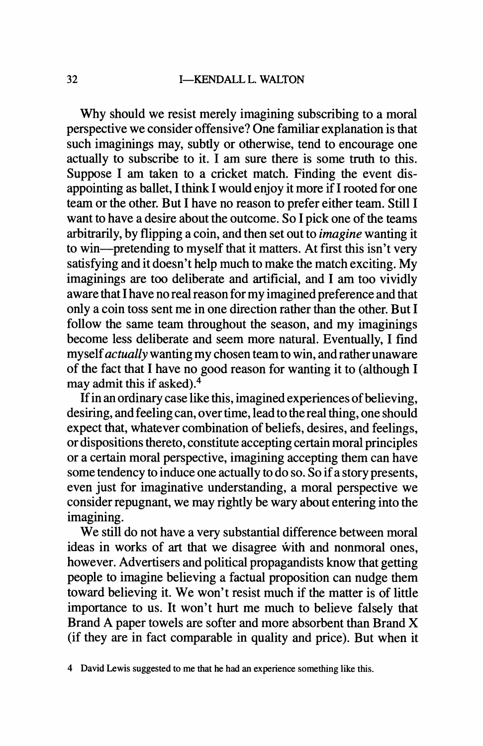Why should we resist merely imagining subscribing to a moral perspective we consider offensive? One familiar explanation is that such imaginings may, subtly or otherwise, tend to encourage one actually to subscribe to it. I am sure there is some truth to this. Suppose I am taken to a cricket match. Finding the event disappointing as ballet, I think I would enjoy it more if I rooted for one team or the other. But I have no reason to prefer either team. Still I want to have a desire about the outcome. So I pick one of the teams arbitrarily, by flipping a coin, and then set out to *imagine* wanting it to win—pretending to myself that it matters. At first this isn't very satisfying and it doesn't help much to make the match exciting. My imaginings are too deliberate and artificial, and I am too vividly aware that I have no real reason for my imagined preference and that only a coin toss sent me in one direction rather than the other. But I follow the same team throughout the season, and my imaginings become less deliberate and seem more natural. Eventually, I find myself *actually* wanting my chosen team to win, and rather unaware of the fact that I have no good reason for wanting it to (although I may admit this if asked).[4]

If in an ordinary case like this, imagined experiences of believing, desiring, and feeling can, over time, lead to the real thing, one should expect that, whatever combination of beliefs, desires, and feelings, or dispositions thereto, constitute accepting certain moral principles or a certain moral perspective, imagining accepting them can have some tendency to induce one actually to do so. So if a story presents, even just for imaginative understanding, a moral perspective we consider repugnant, we may rightly be wary about entering into the imagining.

We still do not have a very substantial difference between moral ideas in works of art that we disagree with and nonmoral ones, however. Advertisers and political propagandists know that getting people to imagine believing a factual proposition can nudge them toward believing it. We won't resist much if the matter is of little importance to us. It won't hurt me much to believe falsely that Brand A paper towels are softer and more absorbent than Brand X (if they are in fact comparable in quality and price). But when it

4 David Lewis suggested to me that he had an experience something like this.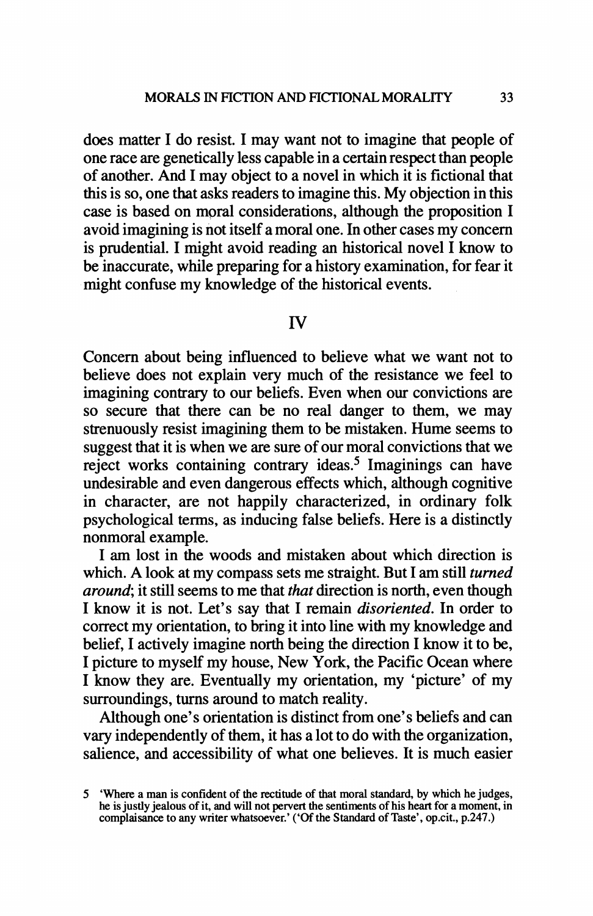does matter I do resist. I may want not to imagine that people of one race are genetically less capable in a certain respect than people of another. And I may object to a novel in which it is fictional that this is so, one that asks readers to imagine this. My objection in this case is based on moral considerations, although the proposition I avoid imagining is not itself a moral one. In other cases my concern is prudential. I might avoid reading an historical novel I know to be inaccurate, while preparing for a history examination, for fear it might confuse my knowledge of the historical events.

## IV

Concern about being influenced to believe what we want not to believe does not explain very much of the resistance we feel to imagining contrary to our beliefs. Even when our convictions are so secure that there can be no real danger to them, we may strenuously resist imagining them to be mistaken. Hume seems to suggest that it is when we are sure of our moral convictions that we reject works containing contrary ideas.[5] Imaginings can have undesirable and even dangerous effects which, although cognitive in character, are not happily characterized, in ordinary folk psychological terms, as inducing false beliefs. Here is a distinctly nonmoral example.

I am lost in the woods and mistaken about which direction is which. A look at my compass sets me straight. But I am still *turned around*; it still seems to me that *that* direction is north, even though I know it is not. Let's say that I remain *disoriented*. In order to correct my orientation, to bring it into line with my knowledge and belief, I actively imagine north being the direction I know it to be, I picture to myself my house, New York, the Pacific Ocean where I know they are. Eventually my orientation, my 'picture' of my surroundings, turns around to match reality.

Although one's orientation is distinct from one's beliefs and can vary independently of them, it has a lot to do with the organization, salience, and accessibility of what one believes. It is much easier

5 'Where a man is confident of the rectitude of that moral standard, by which he judges, he is justly jealous of it, and will not pervert the sentiments of his heart for a moment, in complaisance to any writer whatsoever.' ('Of the Standard of Taste', op.cit., p.247.)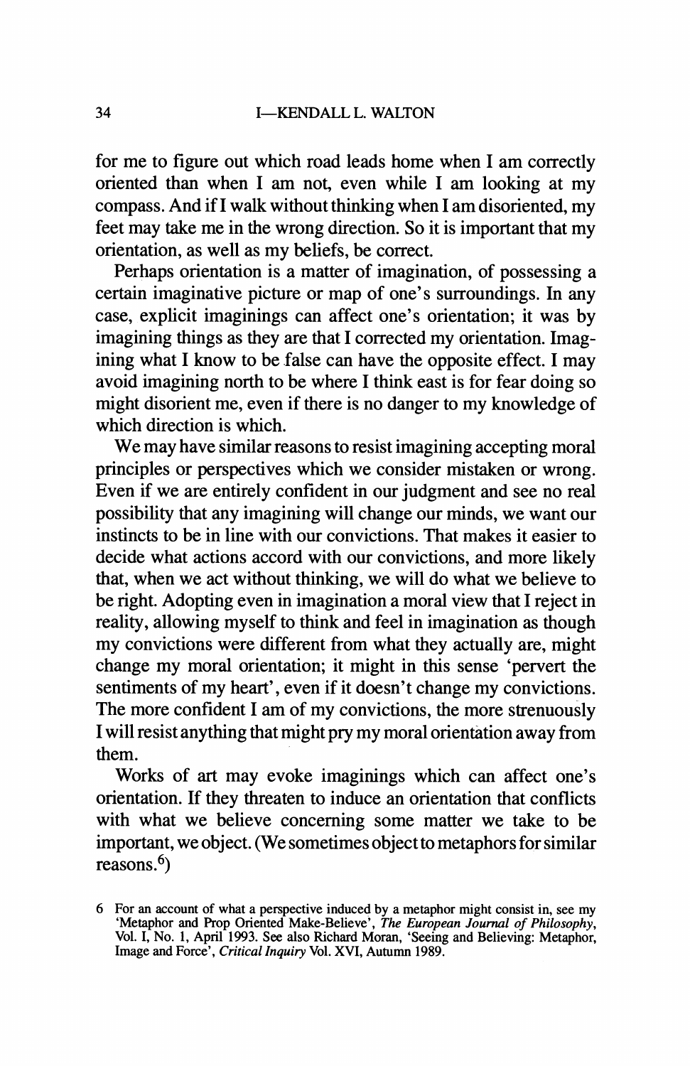for me to figure out which road leads home when I am correctly oriented than when I am not, even while I am looking at my compass. And if I walk without thinking when I am disoriented, my feet may take me in the wrong direction. So it is important that my orientation, as well as my beliefs, be correct.

Perhaps orientation is a matter of imagination, of possessing a certain imaginative picture or map of one's surroundings. In any case, explicit imaginings can affect one's orientation; it was by imagining things as they are that I corrected my orientation. Imagining what I know to be false can have the opposite effect. I may avoid imagining north to be where I think east is for fear doing so might disorient me, even if there is no danger to my knowledge of which direction is which.

We may have similar reasons to resist imagining accepting moral principles or perspectives which we consider mistaken or wrong. Even if we are entirely confident in our judgment and see no real possibility that any imagining will change our minds, we want our instincts to be in line with our convictions. That makes it easier to decide what actions accord with our convictions, and more likely that, when we act without thinking, we will do what we believe to be right. Adopting even in imagination a moral view that I reject in reality, allowing myself to think and feel in imagination as though my convictions were different from what they actually are, might change my moral orientation; it might in this sense 'pervert the sentiments of my heart', even if it doesn't change my convictions. The more confident I am of my convictions, the more strenuously I will resist anything that might pry my moral orientation away from them.

Works of art may evoke imaginings which can affect one's orientation. If they threaten to induce an orientation that conflicts with what we believe concerning some matter we take to be important, we object. (We sometimes object to metaphors for similar reasons.[6])

6 For an account of what a perspective induced by a metaphor might consist in, see my 'Metaphor and Prop Oriented Make-Believe', *The European Journal of Philosophy*, Vol. I, No. 1, April 1993. See also Richard Moran, 'Seeing and Believing: Metaphor, Image and Force', *Critical Inquiry* Vol. XVI, Autumn 1989.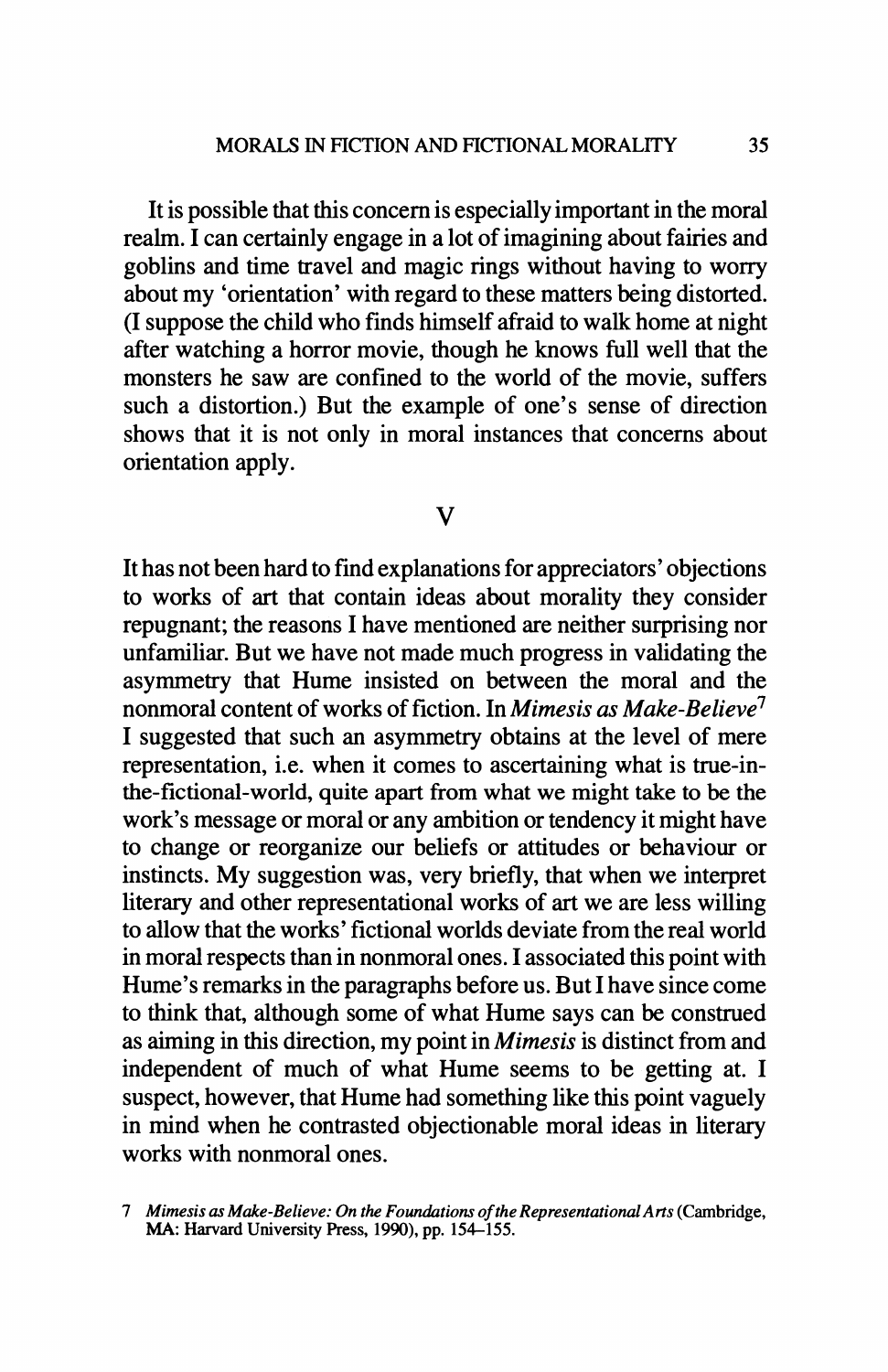It is possible that this concern is especially important in the moral realm. I can certainly engage in a lot of imagining about fairies and goblins and time travel and magic rings without having to worry about my 'orientation' with regard to these matters being distorted. (I suppose the child who finds himself afraid to walk home at night after watching a horror movie, though he knows full well that the monsters he saw are confined to the world of the movie, suffers such a distortion.) But the example of one's sense of direction shows that it is not only in moral instances that concerns about orientation apply.

## V

It has not been hard to find explanations for appreciators' objections to works of art that contain ideas about morality they consider repugnant; the reasons I have mentioned are neither surprising nor unfamiliar. But we have not made much progress in validating the asymmetry that Hume insisted on between the moral and the nonmoral content of works of fiction. In *Mimesis as Make-Believe*[7] I suggested that such an asymmetry obtains at the level of mere representation, i.e. when it comes to ascertaining what is true-in-the-fictional-world, quite apart from what we might take to be the work's message or moral or any ambition or tendency it might have to change or reorganize our beliefs or attitudes or behaviour or instincts. My suggestion was, very briefly, that when we interpret literary and other representational works of art we are less willing to allow that the works' fictional worlds deviate from the real world in moral respects than in nonmoral ones. I associated this point with Hume's remarks in the paragraphs before us. But I have since come to think that, although some of what Hume says can be construed as aiming in this direction, my point in *Mimesis* is distinct from and independent of much of what Hume seems to be getting at. I suspect, however, that Hume had something like this point vaguely in mind when he contrasted objectionable moral ideas in literary works with nonmoral ones.

7 *Mimesis as Make-Believe: On the Foundations of the Representational Arts* (Cambridge, MA: Harvard University Press, 1990), pp. 154–155.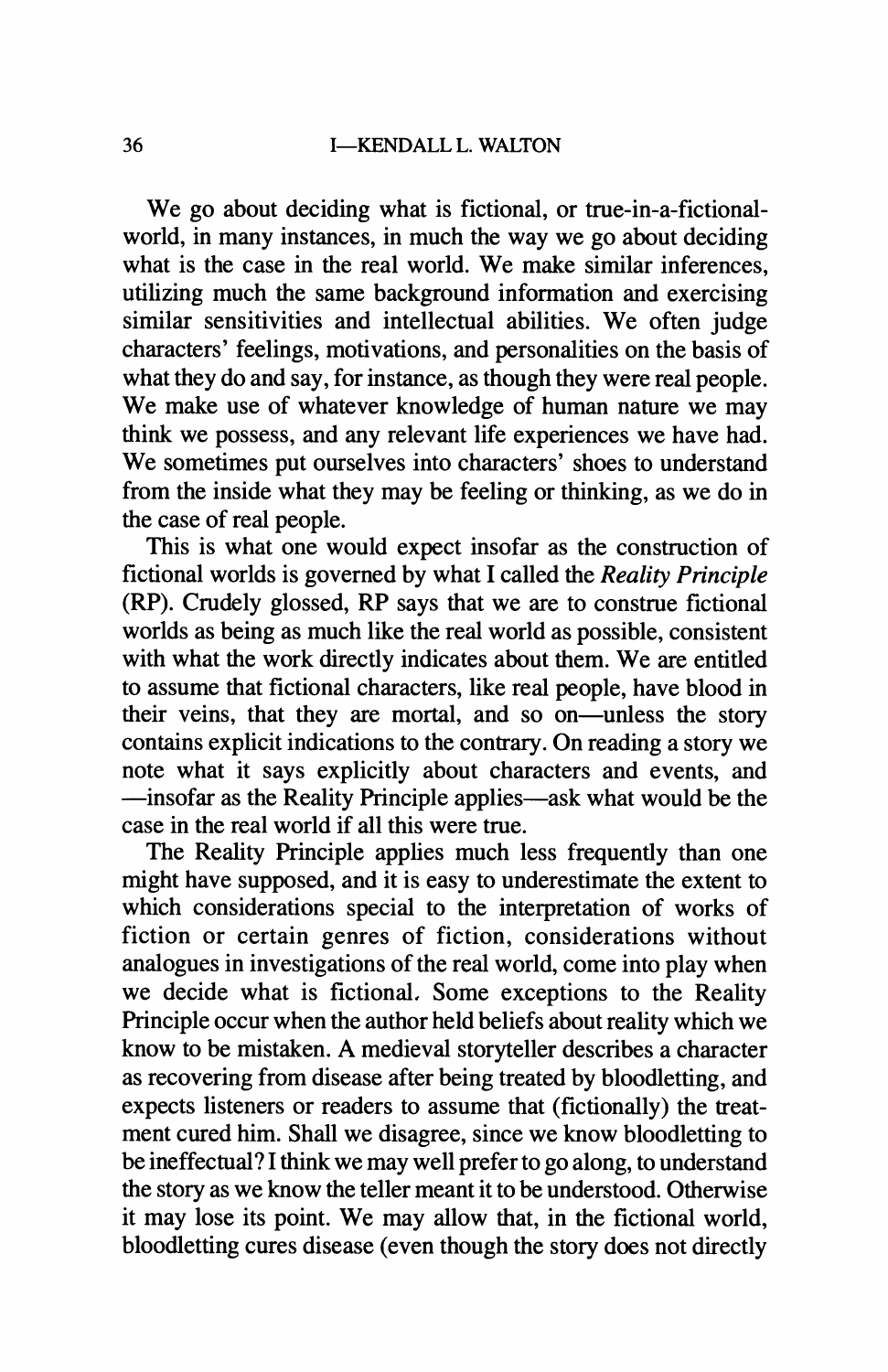We go about deciding what is fictional, or true-in-a-fictional-world, in many instances, in much the way we go about deciding what is the case in the real world. We make similar inferences, utilizing much the same background information and exercising similar sensitivities and intellectual abilities. We often judge characters' feelings, motivations, and personalities on the basis of what they do and say, for instance, as though they were real people. We make use of whatever knowledge of human nature we may think we possess, and any relevant life experiences we have had. We sometimes put ourselves into characters' shoes to understand from the inside what they may be feeling or thinking, as we do in the case of real people.

This is what one would expect insofar as the construction of fictional worlds is governed by what I called the *Reality Principle* (RP). Crudely glossed, RP says that we are to construe fictional worlds as being as much like the real world as possible, consistent with what the work directly indicates about them. We are entitled to assume that fictional characters, like real people, have blood in their veins, that they are mortal, and so on—unless the story contains explicit indications to the contrary. On reading a story we note what it says explicitly about characters and events, and —insofar as the Reality Principle applies—ask what would be the case in the real world if all this were true.

The Reality Principle applies much less frequently than one might have supposed, and it is easy to underestimate the extent to which considerations special to the interpretation of works of fiction or certain genres of fiction, considerations without analogues in investigations of the real world, come into play when we decide what is fictional. Some exceptions to the Reality Principle occur when the author held beliefs about reality which we know to be mistaken. A medieval storyteller describes a character as recovering from disease after being treated by bloodletting, and expects listeners or readers to assume that (fictionally) the treatment cured him. Shall we disagree, since we know bloodletting to be ineffectual? I think we may well prefer to go along, to understand the story as we know the teller meant it to be understood. Otherwise it may lose its point. We may allow that, in the fictional world, bloodletting cures disease (even though the story does not directly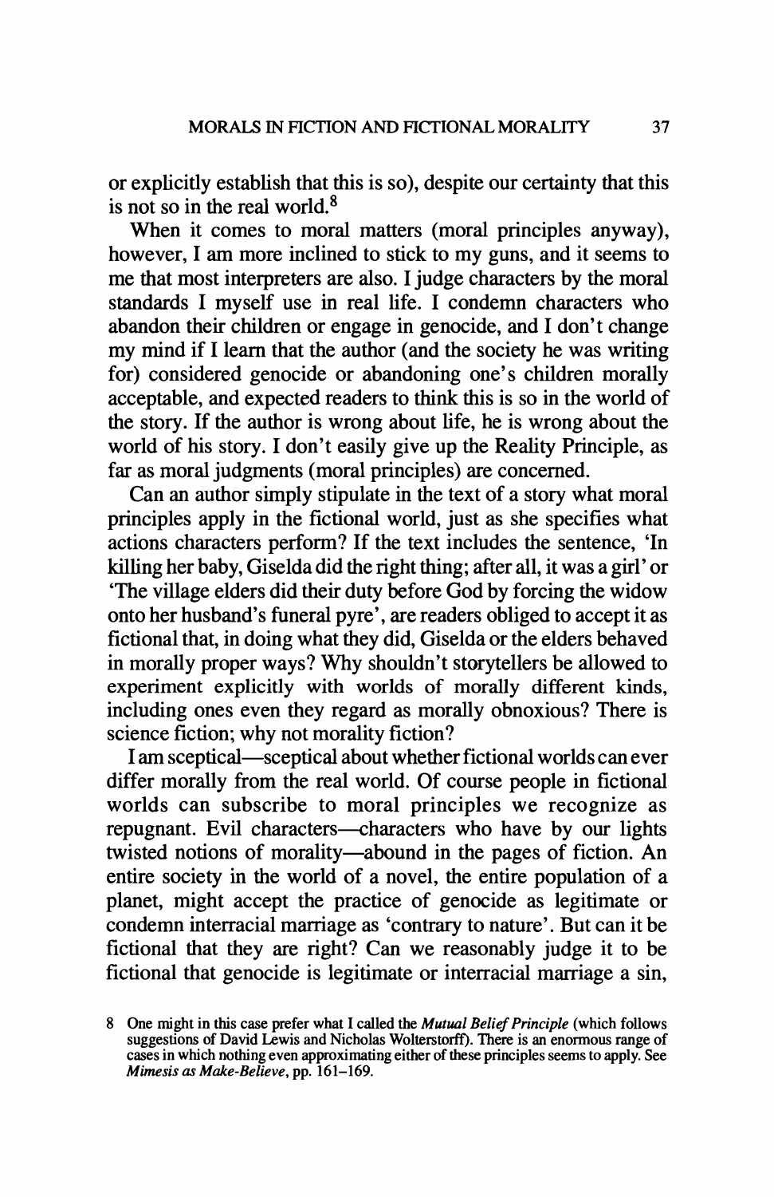or explicitly establish that this is so), despite our certainty that this is not so in the real world.[8]

When it comes to moral matters (moral principles anyway), however, I am more inclined to stick to my guns, and it seems to me that most interpreters are also. I judge characters by the moral standards I myself use in real life. I condemn characters who abandon their children or engage in genocide, and I don't change my mind if I learn that the author (and the society he was writing for) considered genocide or abandoning one's children morally acceptable, and expected readers to think this is so in the world of the story. If the author is wrong about life, he is wrong about the world of his story. I don't easily give up the Reality Principle, as far as moral judgments (moral principles) are concerned.

Can an author simply stipulate in the text of a story what moral principles apply in the fictional world, just as she specifies what actions characters perform? If the text includes the sentence, 'In killing her baby, Giselda did the right thing; after all, it was a girl' or 'The village elders did their duty before God by forcing the widow onto her husband's funeral pyre', are readers obliged to accept it as fictional that, in doing what they did, Giselda or the elders behaved in morally proper ways? Why shouldn't storytellers be allowed to experiment explicitly with worlds of morally different kinds, including ones even they regard as morally obnoxious? There is science fiction; why not morality fiction?

I am sceptical—sceptical about whether fictional worlds can ever differ morally from the real world. Of course people in fictional worlds can subscribe to moral principles we recognize as repugnant. Evil characters—characters who have by our lights twisted notions of morality—abound in the pages of fiction. An entire society in the world of a novel, the entire population of a planet, might accept the practice of genocide as legitimate or condemn interracial marriage as 'contrary to nature'. But can it be fictional that they are right? Can we reasonably judge it to be fictional that genocide is legitimate or interracial marriage a sin,

8 One might in this case prefer what I called the *Mutual Belief Principle* (which follows suggestions of David Lewis and Nicholas Wolterstorff). There is an enormous range of cases in which nothing even approximating either of these principles seems to apply. See *Mimesis as Make-Believe*, pp. 161–169.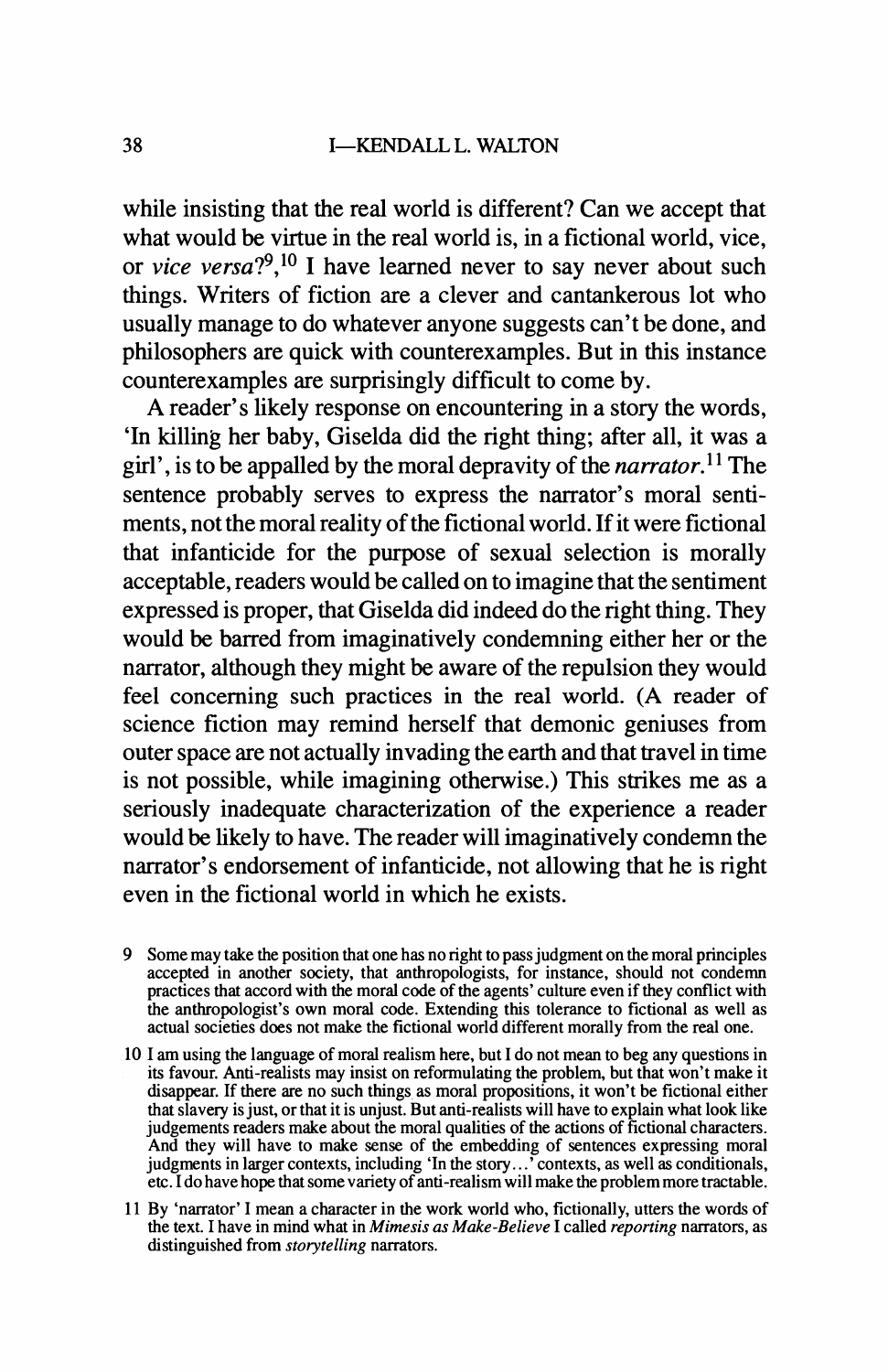while insisting that the real world is different? Can we accept that what would be virtue in the real world is, in a fictional world, vice, or *vice versa*?[9],[10] I have learned never to say never about such things. Writers of fiction are a clever and cantankerous lot who usually manage to do whatever anyone suggests can't be done, and philosophers are quick with counterexamples. But in this instance counterexamples are surprisingly difficult to come by.

A reader's likely response on encountering in a story the words, 'In killing her baby, Giselda did the right thing; after all, it was a girl', is to be appalled by the moral depravity of the *narrator*.[11] The sentence probably serves to express the narrator's moral sentiments, not the moral reality of the fictional world. If it were fictional that infanticide for the purpose of sexual selection is morally acceptable, readers would be called on to imagine that the sentiment expressed is proper, that Giselda did indeed do the right thing. They would be barred from imaginatively condemning either her or the narrator, although they might be aware of the repulsion they would feel concerning such practices in the real world. (A reader of science fiction may remind herself that demonic geniuses from outer space are not actually invading the earth and that travel in time is not possible, while imagining otherwise.) This strikes me as a seriously inadequate characterization of the experience a reader would be likely to have. The reader will imaginatively condemn the narrator's endorsement of infanticide, not allowing that he is right even in the fictional world in which he exists.

9 Some may take the position that one has no right to pass judgment on the moral principles accepted in another society, that anthropologists, for instance, should not condemn practices that accord with the moral code of the agents' culture even if they conflict with the anthropologist's own moral code. Extending this tolerance to fictional as well as actual societies does not make the fictional world different morally from the real one.

10 I am using the language of moral realism here, but I do not mean to beg any questions in its favour. Anti-realists may insist on reformulating the problem, but that won't make it disappear. If there are no such things as moral propositions, it won't be fictional either that slavery is just, or that it is unjust. But anti-realists will have to explain what look like judgements readers make about the moral qualities of the actions of fictional characters. And they will have to make sense of the embedding of sentences expressing moral judgments in larger contexts, including 'In the story...' contexts, as well as conditionals, etc. I do have hope that some variety of anti-realism will make the problem more tractable.

11 By 'narrator' I mean a character in the work world who, fictionally, utters the words of the text. I have in mind what in *Mimesis as Make-Believe* I called *reporting* narrators, as distinguished from *storytelling* narrators.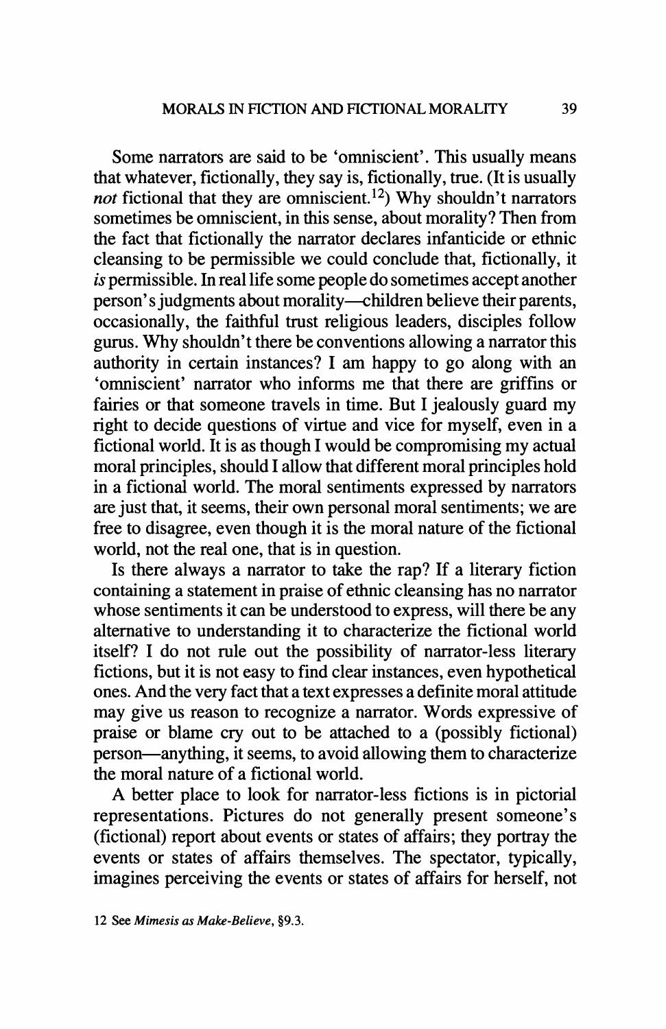Some narrators are said to be 'omniscient'. This usually means that whatever, fictionally, they say is, fictionally, true. (It is usually *not* fictional that they are omniscient.[12]) Why shouldn't narrators sometimes be omniscient, in this sense, about morality? Then from the fact that fictionally the narrator declares infanticide or ethnic cleansing to be permissible we could conclude that, fictionally, it *is* permissible. In real life some people do sometimes accept another person's judgments about morality—children believe their parents, occasionally, the faithful trust religious leaders, disciples follow gurus. Why shouldn't there be conventions allowing a narrator this authority in certain instances? I am happy to go along with an 'omniscient' narrator who informs me that there are griffins or fairies or that someone travels in time. But I jealously guard my right to decide questions of virtue and vice for myself, even in a fictional world. It is as though I would be compromising my actual moral principles, should I allow that different moral principles hold in a fictional world. The moral sentiments expressed by narrators are just that, it seems, their own personal moral sentiments; we are free to disagree, even though it is the moral nature of the fictional world, not the real one, that is in question.

Is there always a narrator to take the rap? If a literary fiction containing a statement in praise of ethnic cleansing has no narrator whose sentiments it can be understood to express, will there be any alternative to understanding it to characterize the fictional world itself? I do not rule out the possibility of narrator-less literary fictions, but it is not easy to find clear instances, even hypothetical ones. And the very fact that a text expresses a definite moral attitude may give us reason to recognize a narrator. Words expressive of praise or blame cry out to be attached to a (possibly fictional) person—anything, it seems, to avoid allowing them to characterize the moral nature of a fictional world.

A better place to look for narrator-less fictions is in pictorial representations. Pictures do not generally present someone's (fictional) report about events or states of affairs; they portray the events or states of affairs themselves. The spectator, typically, imagines perceiving the events or states of affairs for herself, not

12 See *Mimesis as Make-Believe*, §9.3.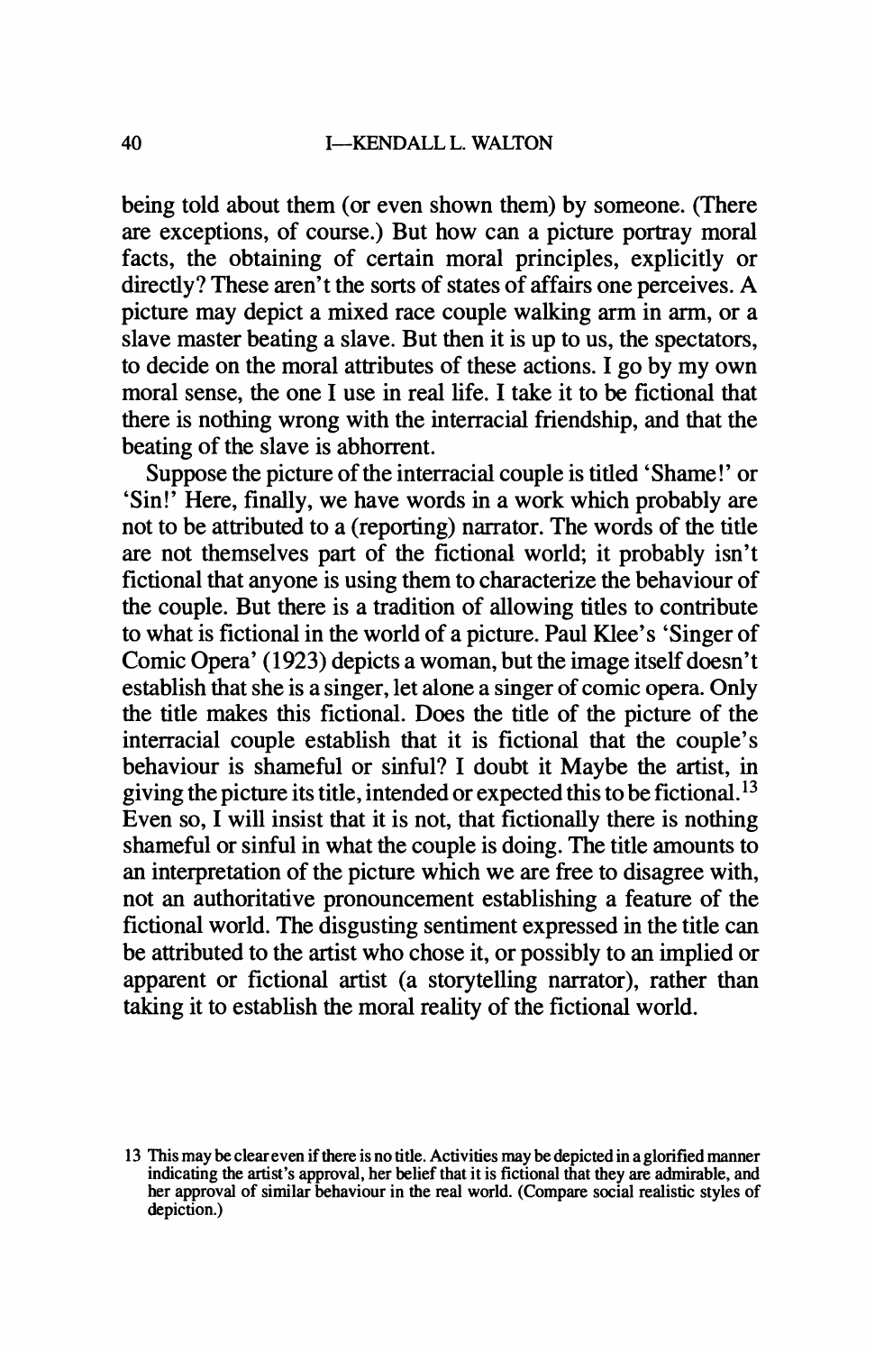being told about them (or even shown them) by someone. (There are exceptions, of course.) But how can a picture portray moral facts, the obtaining of certain moral principles, explicitly or directly? These aren't the sorts of states of affairs one perceives. A picture may depict a mixed race couple walking arm in arm, or a slave master beating a slave. But then it is up to us, the spectators, to decide on the moral attributes of these actions. I go by my own moral sense, the one I use in real life. I take it to be fictional that there is nothing wrong with the interracial friendship, and that the beating of the slave is abhorrent.

Suppose the picture of the interracial couple is titled 'Shame!' or 'Sin!' Here, finally, we have words in a work which probably are not to be attributed to a (reporting) narrator. The words of the title are not themselves part of the fictional world; it probably isn't fictional that anyone is using them to characterize the behaviour of the couple. But there is a tradition of allowing titles to contribute to what is fictional in the world of a picture. Paul Klee's 'Singer of Comic Opera' (1923) depicts a woman, but the image itself doesn't establish that she is a singer, let alone a singer of comic opera. Only the title makes this fictional. Does the title of the picture of the interracial couple establish that it is fictional that the couple's behaviour is shameful or sinful? I doubt it Maybe the artist, in giving the picture its title, intended or expected this to be fictional.[13] Even so, I will insist that it is not, that fictionally there is nothing shameful or sinful in what the couple is doing. The title amounts to an interpretation of the picture which we are free to disagree with, not an authoritative pronouncement establishing a feature of the fictional world. The disgusting sentiment expressed in the title can be attributed to the artist who chose it, or possibly to an implied or apparent or fictional artist (a storytelling narrator), rather than taking it to establish the moral reality of the fictional world.

13 This may be clear even if there is no title. Activities may be depicted in a glorified manner indicating the artist's approval, her belief that it is fictional that they are admirable, and her approval of similar behaviour in the real world. (Compare social realistic styles of depiction.)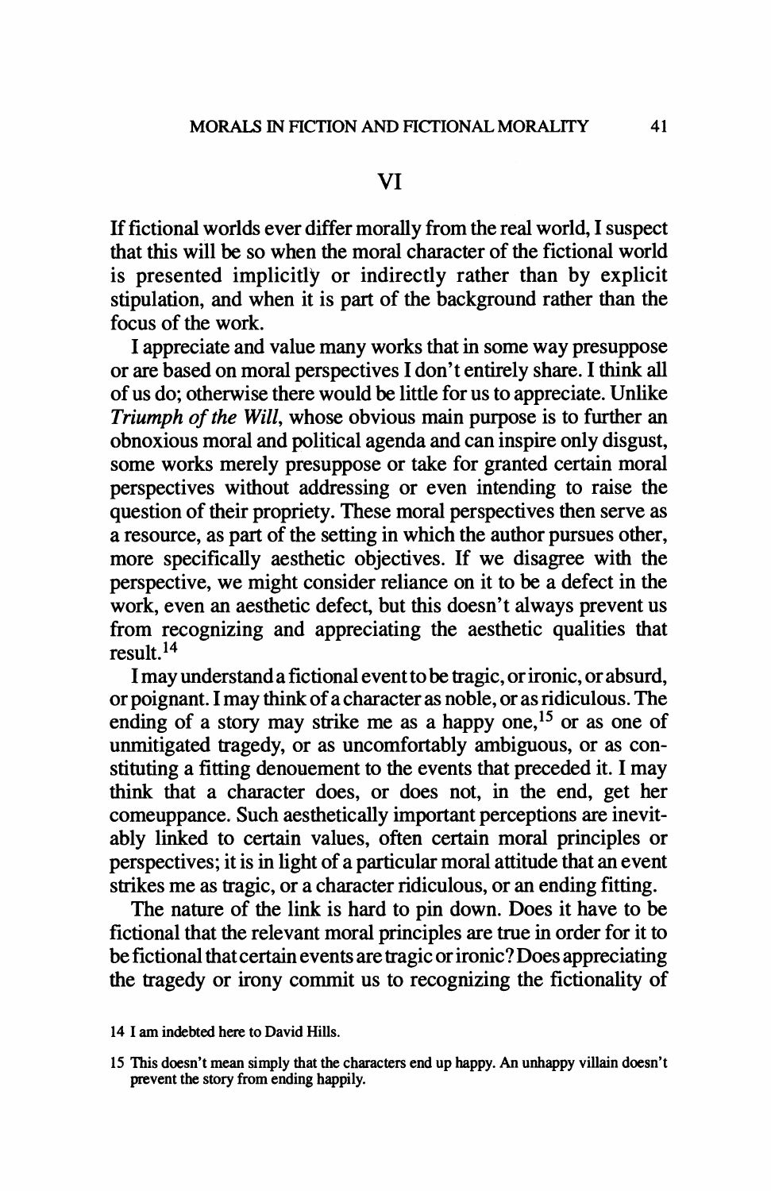## VI

If fictional worlds ever differ morally from the real world, I suspect that this will be so when the moral character of the fictional world is presented implicitly or indirectly rather than by explicit stipulation, and when it is part of the background rather than the focus of the work.

I appreciate and value many works that in some way presuppose or are based on moral perspectives I don't entirely share. I think all of us do; otherwise there would be little for us to appreciate. Unlike *Triumph of the Will*, whose obvious main purpose is to further an obnoxious moral and political agenda and can inspire only disgust, some works merely presuppose or take for granted certain moral perspectives without addressing or even intending to raise the question of their propriety. These moral perspectives then serve as a resource, as part of the setting in which the author pursues other, more specifically aesthetic objectives. If we disagree with the perspective, we might consider reliance on it to be a defect in the work, even an aesthetic defect, but this doesn't always prevent us from recognizing and appreciating the aesthetic qualities that result.[14]

I may understand a fictional event to be tragic, or ironic, or absurd, or poignant. I may think of a character as noble, or as ridiculous. The ending of a story may strike me as a happy one,[15] or as one of unmitigated tragedy, or as uncomfortably ambiguous, or as constituting a fitting denouement to the events that preceded it. I may think that a character does, or does not, in the end, get her comeuppance. Such aesthetically important perceptions are inevitably linked to certain values, often certain moral principles or perspectives; it is in light of a particular moral attitude that an event strikes me as tragic, or a character ridiculous, or an ending fitting.

The nature of the link is hard to pin down. Does it have to be fictional that the relevant moral principles are true in order for it to be fictional that certain events are tragic or ironic? Does appreciating the tragedy or irony commit us to recognizing the fictionality of

14 I am indebted here to David Hills.

15 This doesn't mean simply that the characters end up happy. An unhappy villain doesn't prevent the story from ending happily.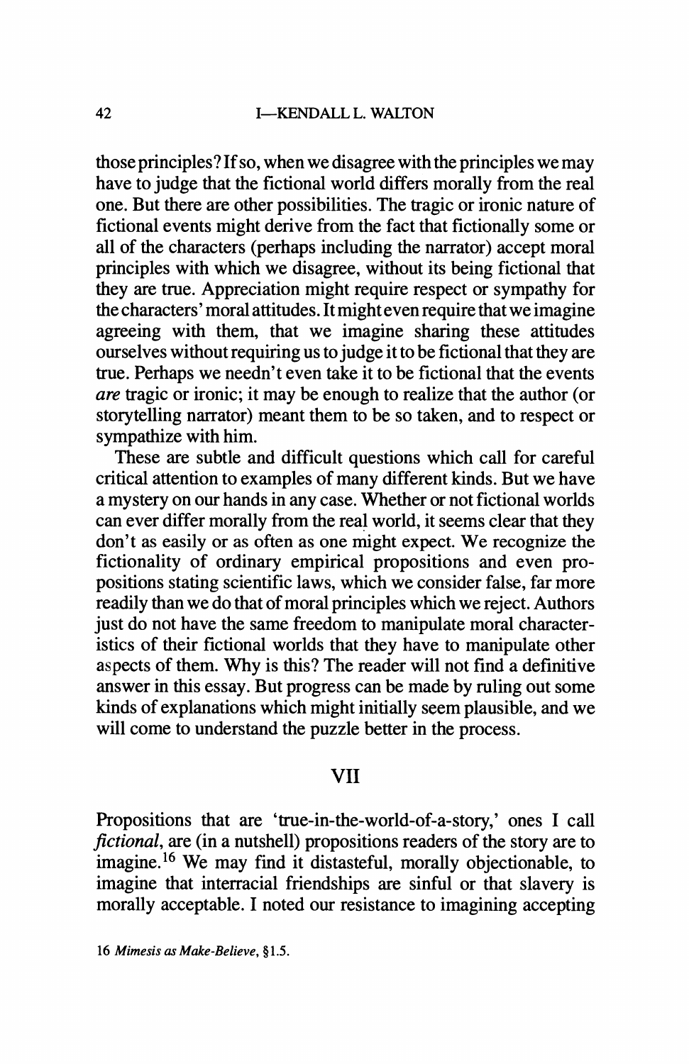those principles? If so, when we disagree with the principles we may have to judge that the fictional world differs morally from the real one. But there are other possibilities. The tragic or ironic nature of fictional events might derive from the fact that fictionally some or all of the characters (perhaps including the narrator) accept moral principles with which we disagree, without its being fictional that they are true. Appreciation might require respect or sympathy for the characters' moral attitudes. It might even require that we imagine agreeing with them, that we imagine sharing these attitudes ourselves without requiring us to judge it to be fictional that they are true. Perhaps we needn't even take it to be fictional that the events *are* tragic or ironic; it may be enough to realize that the author (or storytelling narrator) meant them to be so taken, and to respect or sympathize with him.

These are subtle and difficult questions which call for careful critical attention to examples of many different kinds. But we have a mystery on our hands in any case. Whether or not fictional worlds can ever differ morally from the real world, it seems clear that they don't as easily or as often as one might expect. We recognize the fictionality of ordinary empirical propositions and even propositions stating scientific laws, which we consider false, far more readily than we do that of moral principles which we reject. Authors just do not have the same freedom to manipulate moral characteristics of their fictional worlds that they have to manipulate other aspects of them. Why is this? The reader will not find a definitive answer in this essay. But progress can be made by ruling out some kinds of explanations which might initially seem plausible, and we will come to understand the puzzle better in the process.

## VII

Propositions that are 'true-in-the-world-of-a-story,' ones I call *fictional*, are (in a nutshell) propositions readers of the story are to imagine.[16] We may find it distasteful, morally objectionable, to imagine that interracial friendships are sinful or that slavery is morally acceptable. I noted our resistance to imagining accepting

16 *Mimesis as Make-Believe*, §1.5.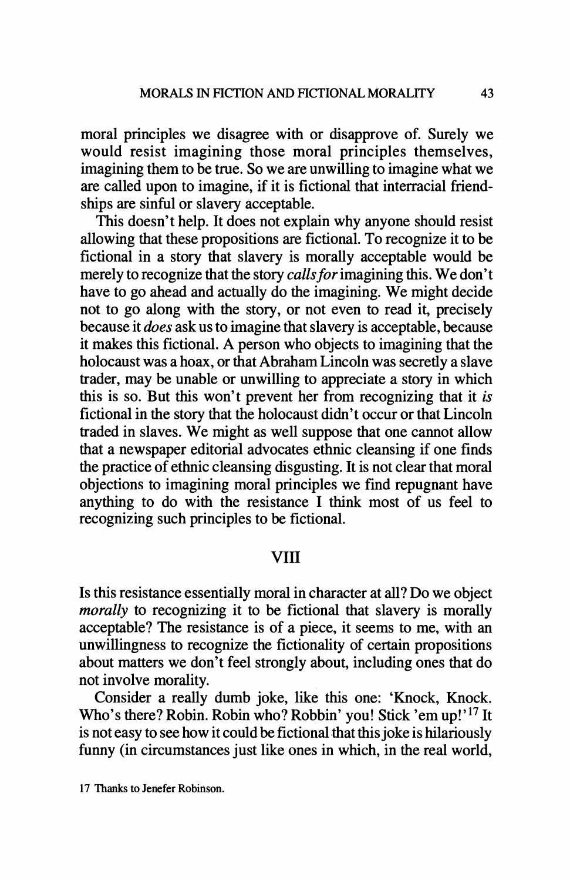moral principles we disagree with or disapprove of. Surely we would resist imagining those moral principles themselves, imagining them to be true. So we are unwilling to imagine what we are called upon to imagine, if it is fictional that interracial friendships are sinful or slavery acceptable.

This doesn't help. It does not explain why anyone should resist allowing that these propositions are fictional. To recognize it to be fictional in a story that slavery is morally acceptable would be merely to recognize that the story *calls for* imagining this. We don't have to go ahead and actually do the imagining. We might decide not to go along with the story, or not even to read it, precisely because it *does* ask us to imagine that slavery is acceptable, because it makes this fictional. A person who objects to imagining that the holocaust was a hoax, or that Abraham Lincoln was secretly a slave trader, may be unable or unwilling to appreciate a story in which this is so. But this won't prevent her from recognizing that it *is* fictional in the story that the holocaust didn't occur or that Lincoln traded in slaves. We might as well suppose that one cannot allow that a newspaper editorial advocates ethnic cleansing if one finds the practice of ethnic cleansing disgusting. It is not clear that moral objections to imagining moral principles we find repugnant have anything to do with the resistance I think most of us feel to recognizing such principles to be fictional.

## VIII

Is this resistance essentially moral in character at all? Do we object *morally* to recognizing it to be fictional that slavery is morally acceptable? The resistance is of a piece, it seems to me, with an unwillingness to recognize the fictionality of certain propositions about matters we don't feel strongly about, including ones that do not involve morality.

Consider a really dumb joke, like this one: 'Knock, Knock. Who's there? Robin. Robin who? Robbin' you! Stick 'em up!'[17] It is not easy to see how it could be fictional that this joke is hilariously funny (in circumstances just like ones in which, in the real world,

17 Thanks to Jenefer Robinson.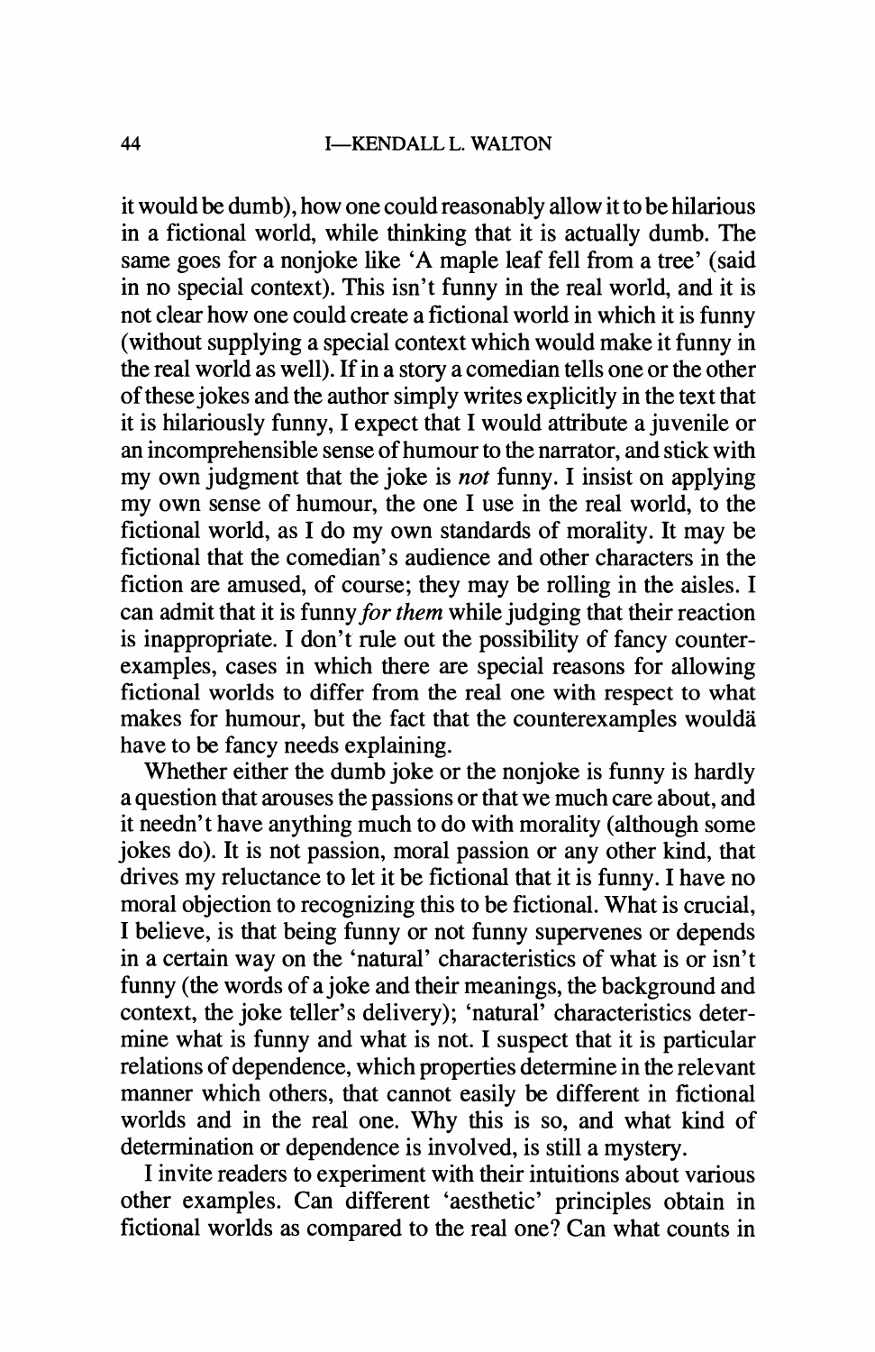it would be dumb), how one could reasonably allow it to be hilarious in a fictional world, while thinking that it is actually dumb. The same goes for a nonjoke like 'A maple leaf fell from a tree' (said in no special context). This isn't funny in the real world, and it is not clear how one could create a fictional world in which it is funny (without supplying a special context which would make it funny in the real world as well). If in a story a comedian tells one or the other of these jokes and the author simply writes explicitly in the text that it is hilariously funny, I expect that I would attribute a juvenile or an incomprehensible sense of humour to the narrator, and stick with my own judgment that the joke is *not* funny. I insist on applying my own sense of humour, the one I use in the real world, to the fictional world, as I do my own standards of morality. It may be fictional that the comedian's audience and other characters in the fiction are amused, of course; they may be rolling in the aisles. I can admit that it is funny *for them* while judging that their reaction is inappropriate. I don't rule out the possibility of fancy counter-examples, cases in which there are special reasons for allowing fictional worlds to differ from the real one with respect to what makes for humour, but the fact that the counterexamples wouldä have to be fancy needs explaining.

Whether either the dumb joke or the nonjoke is funny is hardly a question that arouses the passions or that we much care about, and it needn't have anything much to do with morality (although some jokes do). It is not passion, moral passion or any other kind, that drives my reluctance to let it be fictional that it is funny. I have no moral objection to recognizing this to be fictional. What is crucial, I believe, is that being funny or not funny supervenes or depends in a certain way on the 'natural' characteristics of what is or isn't funny (the words of a joke and their meanings, the background and context, the joke teller's delivery); 'natural' characteristics determine what is funny and what is not. I suspect that it is particular relations of dependence, which properties determine in the relevant manner which others, that cannot easily be different in fictional worlds and in the real one. Why this is so, and what kind of determination or dependence is involved, is still a mystery.

I invite readers to experiment with their intuitions about various other examples. Can different 'aesthetic' principles obtain in fictional worlds as compared to the real one? Can what counts in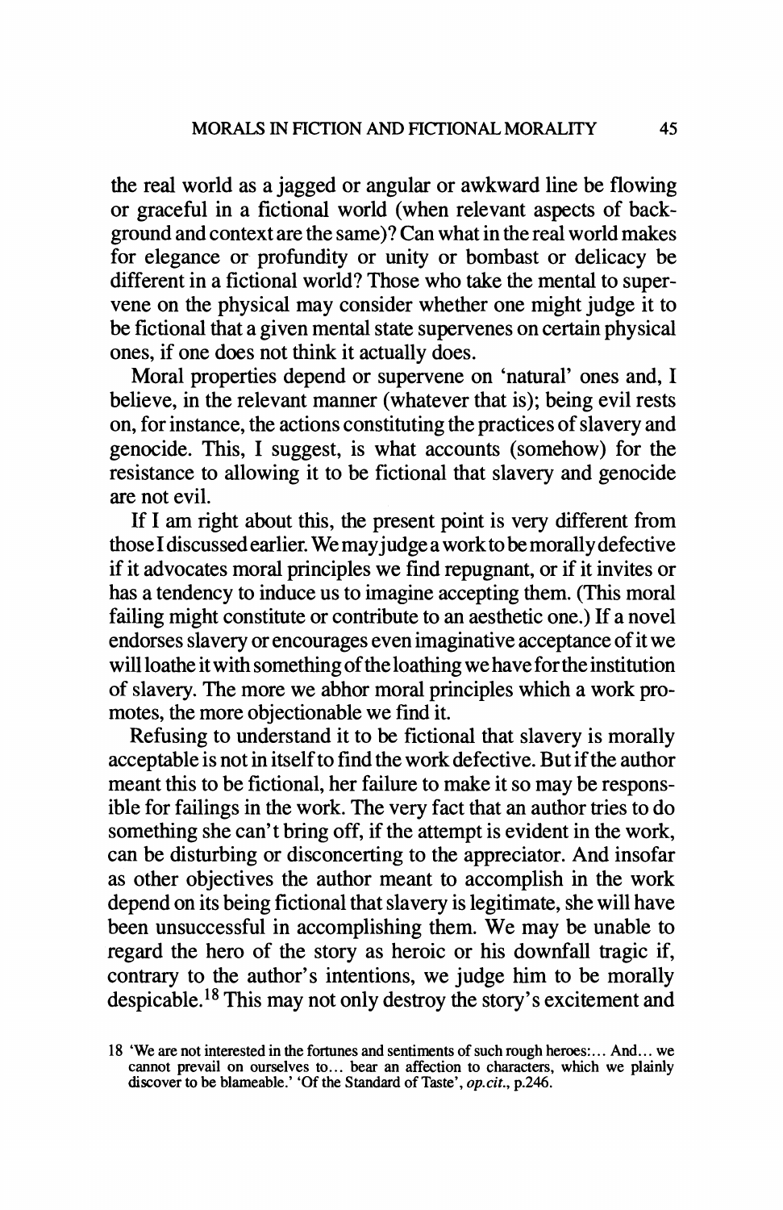the real world as a jagged or angular or awkward line be flowing or graceful in a fictional world (when relevant aspects of background and context are the same)? Can what in the real world makes for elegance or profundity or unity or bombast or delicacy be different in a fictional world? Those who take the mental to supervene on the physical may consider whether one might judge it to be fictional that a given mental state supervenes on certain physical ones, if one does not think it actually does.

Moral properties depend or supervene on 'natural' ones and, I believe, in the relevant manner (whatever that is); being evil rests on, for instance, the actions constituting the practices of slavery and genocide. This, I suggest, is what accounts (somehow) for the resistance to allowing it to be fictional that slavery and genocide are not evil.

If I am right about this, the present point is very different from those I discussed earlier. We may judge a work to be morally defective if it advocates moral principles we find repugnant, or if it invites or has a tendency to induce us to imagine accepting them. (This moral failing might constitute or contribute to an aesthetic one.) If a novel endorses slavery or encourages even imaginative acceptance of it we will loathe it with something of the loathing we have for the institution of slavery. The more we abhor moral principles which a work promotes, the more objectionable we find it.

Refusing to understand it to be fictional that slavery is morally acceptable is not in itself to find the work defective. But if the author meant this to be fictional, her failure to make it so may be responsible for failings in the work. The very fact that an author tries to do something she can't bring off, if the attempt is evident in the work, can be disturbing or disconcerting to the appreciator. And insofar as other objectives the author meant to accomplish in the work depend on its being fictional that slavery is legitimate, she will have been unsuccessful in accomplishing them. We may be unable to regard the hero of the story as heroic or his downfall tragic if, contrary to the author's intentions, we judge him to be morally despicable.[18] This may not only destroy the story's excitement and

18 'We are not interested in the fortunes and sentiments of such rough heroes:... And... we cannot prevail on ourselves to... bear an affection to characters, which we plainly discover to be blameable.' 'Of the Standard of Taste', *op.cit.*, p.246.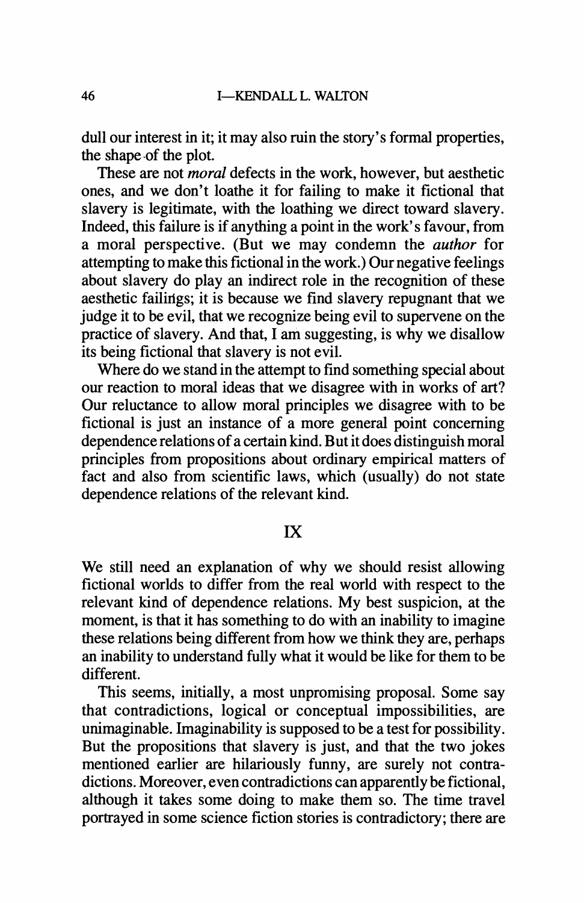dull our interest in it; it may also ruin the story's formal properties, the shape of the plot.

These are not *moral* defects in the work, however, but aesthetic ones, and we don't loathe it for failing to make it fictional that slavery is legitimate, with the loathing we direct toward slavery. Indeed, this failure is if anything a point in the work's favour, from a moral perspective. (But we may condemn the *author* for attempting to make this fictional in the work.) Our negative feelings about slavery do play an indirect role in the recognition of these aesthetic failings; it is because we find slavery repugnant that we judge it to be evil, that we recognize being evil to supervene on the practice of slavery. And that, I am suggesting, is why we disallow its being fictional that slavery is not evil.

Where do we stand in the attempt to find something special about our reaction to moral ideas that we disagree with in works of art? Our reluctance to allow moral principles we disagree with to be fictional is just an instance of a more general point concerning dependence relations of a certain kind. But it does distinguish moral principles from propositions about ordinary empirical matters of fact and also from scientific laws, which (usually) do not state dependence relations of the relevant kind.

## IX

We still need an explanation of why we should resist allowing fictional worlds to differ from the real world with respect to the relevant kind of dependence relations. My best suspicion, at the moment, is that it has something to do with an inability to imagine these relations being different from how we think they are, perhaps an inability to understand fully what it would be like for them to be different.

This seems, initially, a most unpromising proposal. Some say that contradictions, logical or conceptual impossibilities, are unimaginable. Imaginability is supposed to be a test for possibility. But the propositions that slavery is just, and that the two jokes mentioned earlier are hilariously funny, are surely not contradictions. Moreover, even contradictions can apparently be fictional, although it takes some doing to make them so. The time travel portrayed in some science fiction stories is contradictory; there are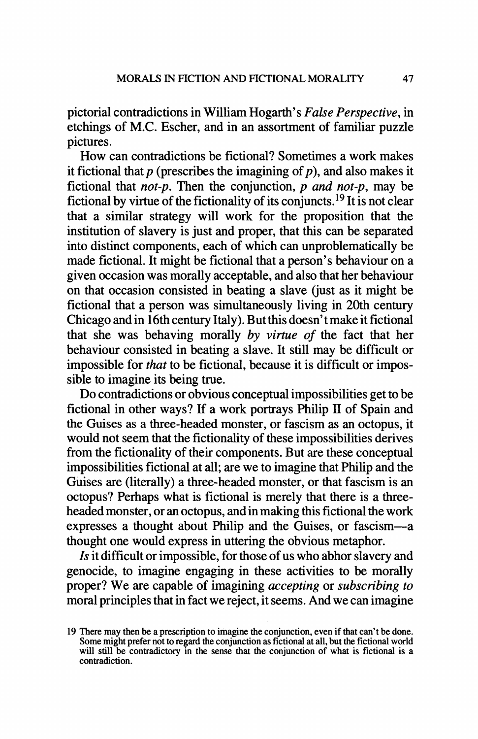pictorial contradictions in William Hogarth's *False Perspective*, in etchings of M.C. Escher, and in an assortment of familiar puzzle pictures.

How can contradictions be fictional? Sometimes a work makes it fictional that *p* (prescribes the imagining of *p*), and also makes it fictional that *not-p*. Then the conjunction, *p and not-p*, may be fictional by virtue of the fictionality of its conjuncts.[19] It is not clear that a similar strategy will work for the proposition that the institution of slavery is just and proper, that this can be separated into distinct components, each of which can unproblematically be made fictional. It might be fictional that a person's behaviour on a given occasion was morally acceptable, and also that her behaviour on that occasion consisted in beating a slave (just as it might be fictional that a person was simultaneously living in 20th century Chicago and in 16th century Italy). But this doesn't make it fictional that she was behaving morally *by virtue of* the fact that her behaviour consisted in beating a slave. It still may be difficult or impossible for *that* to be fictional, because it is difficult or impossible to imagine its being true.

Do contradictions or obvious conceptual impossibilities get to be fictional in other ways? If a work portrays Philip II of Spain and the Guises as a three-headed monster, or fascism as an octopus, it would not seem that the fictionality of these impossibilities derives from the fictionality of their components. But are these conceptual impossibilities fictional at all; are we to imagine that Philip and the Guises are (literally) a three-headed monster, or that fascism is an octopus? Perhaps what is fictional is merely that there is a three-headed monster, or an octopus, and in making this fictional the work expresses a thought about Philip and the Guises, or fascism—a thought one would express in uttering the obvious metaphor.

*Is* it difficult or impossible, for those of us who abhor slavery and genocide, to imagine engaging in these activities to be morally proper? We are capable of imagining *accepting* or *subscribing to* moral principles that in fact we reject, it seems. And we can imagine

19 There may then be a prescription to imagine the conjunction, even if that can't be done. Some might prefer not to regard the conjunction as fictional at all, but the fictional world will still be contradictory in the sense that the conjunction of what is fictional is a contradiction.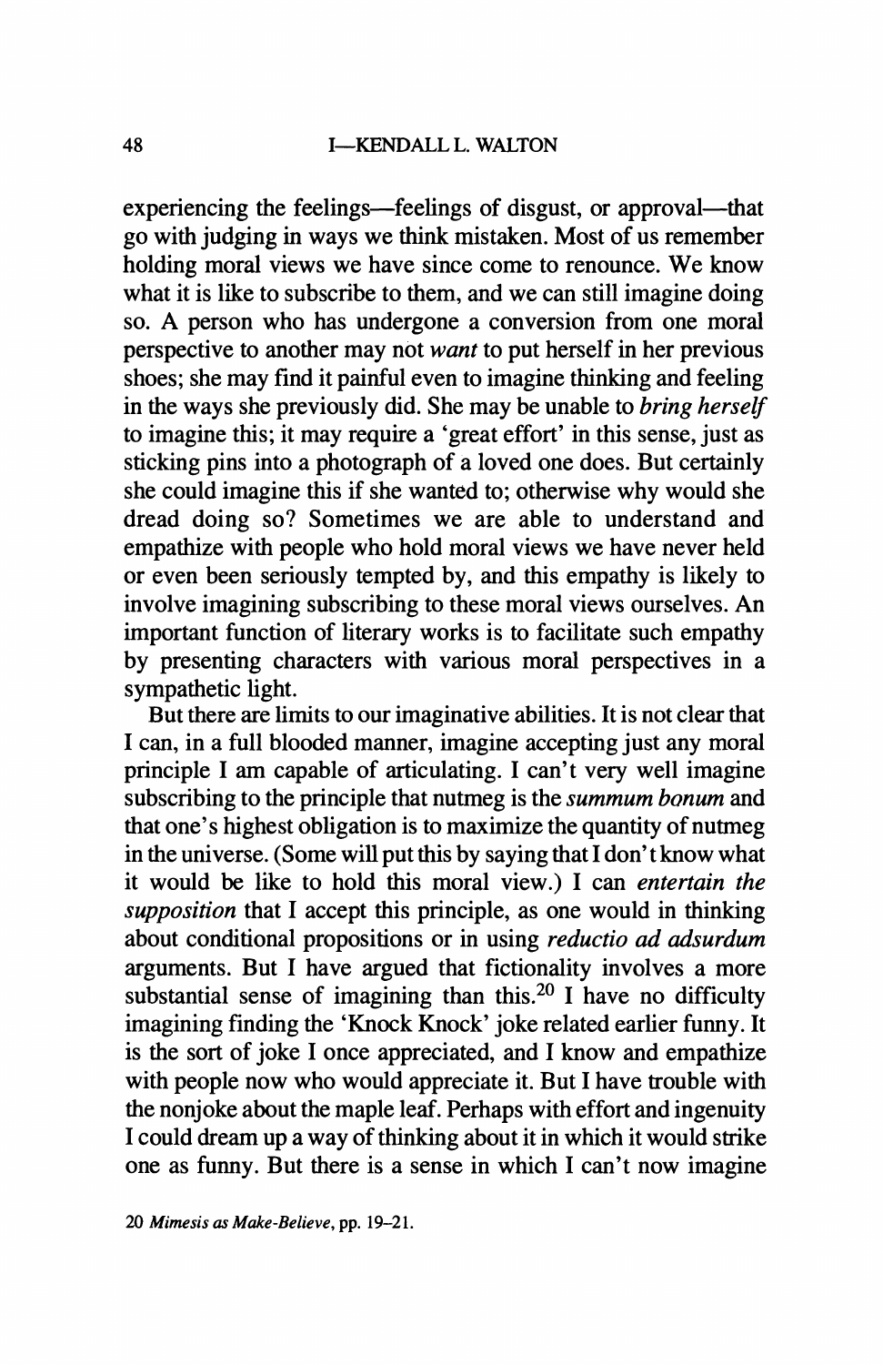experiencing the feelings—feelings of disgust, or approval—that go with judging in ways we think mistaken. Most of us remember holding moral views we have since come to renounce. We know what it is like to subscribe to them, and we can still imagine doing so. A person who has undergone a conversion from one moral perspective to another may not *want* to put herself in her previous shoes; she may find it painful even to imagine thinking and feeling in the ways she previously did. She may be unable to *bring herself* to imagine this; it may require a 'great effort' in this sense, just as sticking pins into a photograph of a loved one does. But certainly she could imagine this if she wanted to; otherwise why would she dread doing so? Sometimes we are able to understand and empathize with people who hold moral views we have never held or even been seriously tempted by, and this empathy is likely to involve imagining subscribing to these moral views ourselves. An important function of literary works is to facilitate such empathy by presenting characters with various moral perspectives in a sympathetic light.

But there are limits to our imaginative abilities. It is not clear that I can, in a full blooded manner, imagine accepting just any moral principle I am capable of articulating. I can't very well imagine subscribing to the principle that nutmeg is the *summum bonum* and that one's highest obligation is to maximize the quantity of nutmeg in the universe. (Some will put this by saying that I don't know what it would be like to hold this moral view.) I can *entertain the supposition* that I accept this principle, as one would in thinking about conditional propositions or in using *reductio ad adsurdum* arguments. But I have argued that fictionality involves a more substantial sense of imagining than this.[20] I have no difficulty imagining finding the 'Knock Knock' joke related earlier funny. It is the sort of joke I once appreciated, and I know and empathize with people now who would appreciate it. But I have trouble with the nonjoke about the maple leaf. Perhaps with effort and ingenuity I could dream up a way of thinking about it in which it would strike one as funny. But there is a sense in which I can't now imagine

20 *Mimesis as Make-Believe*, pp. 19–21.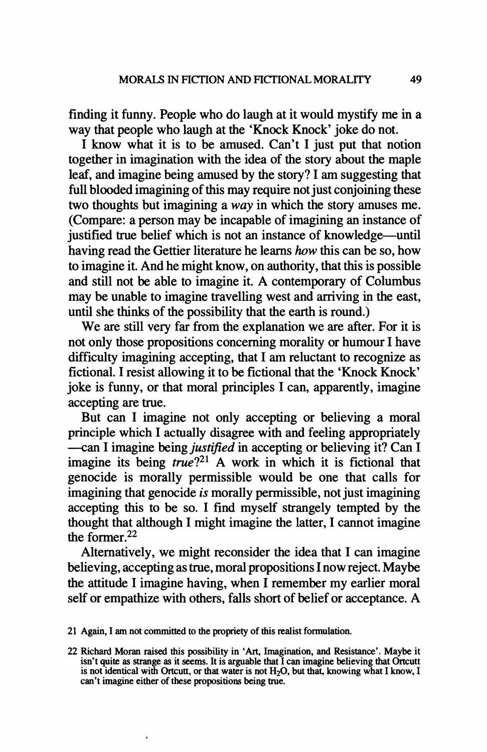finding it funny. People who do laugh at it would mystify me in a way that people who laugh at the 'Knock Knock' joke do not.

I know what it is to be amused. Can't I just put that notion together in imagination with the idea of the story about the maple leaf, and imagine being amused by the story? I am suggesting that full blooded imagining of this may require not just conjoining these two thoughts but imagining a *way* in which the story amuses me. (Compare: a person may be incapable of imagining an instance of justified true belief which is not an instance of knowledge—until having read the Gettier literature he learns *how* this can be so, how to imagine it. And he might know, on authority, that this is possible and still not be able to imagine it. A contemporary of Columbus may be unable to imagine travelling west and arriving in the east, until she thinks of the possibility that the earth is round.)

We are still very far from the explanation we are after. For it is not only those propositions concerning morality or humour I have difficulty imagining accepting, that I am reluctant to recognize as fictional. I resist allowing it to be fictional that the 'Knock Knock' joke is funny, or that moral principles I can, apparently, imagine accepting are true.

But can I imagine not only accepting or believing a moral principle which I actually disagree with and feeling appropriately —can I imagine being *justified* in accepting or believing it? Can I imagine its being *true*?[21] A work in which it is fictional that genocide is morally permissible would be one that calls for imagining that genocide *is* morally permissible, not just imagining accepting this to be so. I find myself strangely tempted by the thought that although I might imagine the latter, I cannot imagine the former.[22]

Alternatively, we might reconsider the idea that I can imagine believing, accepting as true, moral propositions I now reject. Maybe the attitude I imagine having, when I remember my earlier moral self or empathize with others, falls short of belief or acceptance. A

21 Again, I am not committed to the propriety of this realist formulation.

22 Richard Moran raised this possibility in 'Art, Imagination, and Resistance'. Maybe it isn't quite as strange as it seems. It is arguable that I can imagine believing that Ortcutt is not identical with Ortcutt, or that water is not $H_2O$, but that, knowing what I know, I can't imagine either of these propositions being true.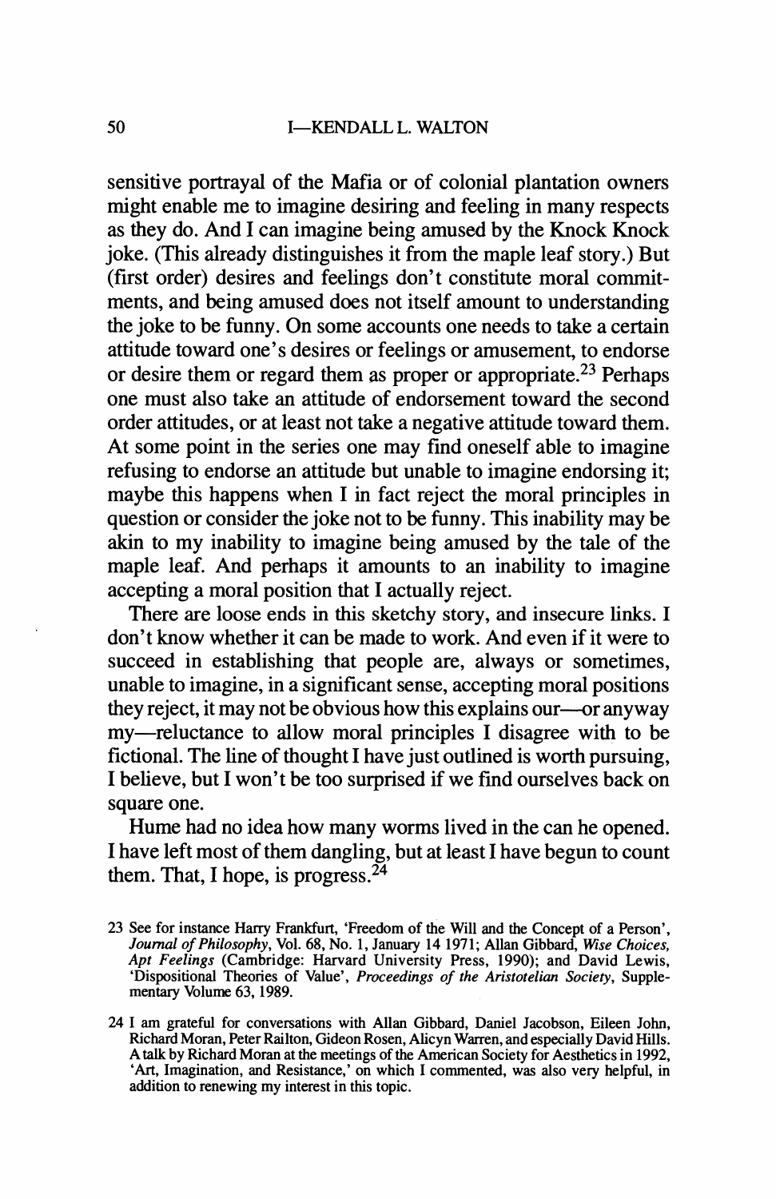sensitive portrayal of the Mafia or of colonial plantation owners might enable me to imagine desiring and feeling in many respects as they do. And I can imagine being amused by the Knock Knock joke. (This already distinguishes it from the maple leaf story.) But (first order) desires and feelings don't constitute moral commitments, and being amused does not itself amount to understanding the joke to be funny. On some accounts one needs to take a certain attitude toward one's desires or feelings or amusement, to endorse or desire them or regard them as proper or appropriate.[23] Perhaps one must also take an attitude of endorsement toward the second order attitudes, or at least not take a negative attitude toward them. At some point in the series one may find oneself able to imagine refusing to endorse an attitude but unable to imagine endorsing it; maybe this happens when I in fact reject the moral principles in question or consider the joke not to be funny. This inability may be akin to my inability to imagine being amused by the tale of the maple leaf. And perhaps it amounts to an inability to imagine accepting a moral position that I actually reject.

There are loose ends in this sketchy story, and insecure links. I don't know whether it can be made to work. And even if it were to succeed in establishing that people are, always or sometimes, unable to imagine, in a significant sense, accepting moral positions they reject, it may not be obvious how this explains our—or anyway my—reluctance to allow moral principles I disagree with to be fictional. The line of thought I have just outlined is worth pursuing, I believe, but I won't be too surprised if we find ourselves back on square one.

Hume had no idea how many worms lived in the can he opened. I have left most of them dangling, but at least I have begun to count them. That, I hope, is progress.[24]

23 See for instance Harry Frankfurt, 'Freedom of the Will and the Concept of a Person', *Journal of Philosophy*, Vol. 68, No. 1, January 14 1971; Allan Gibbard, *Wise Choices, Apt Feelings* (Cambridge: Harvard University Press, 1990); and David Lewis, 'Dispositional Theories of Value', *Proceedings of the Aristotelian Society*, Supplementary Volume 63, 1989.

24 I am grateful for conversations with Allan Gibbard, Daniel Jacobson, Eileen John, Richard Moran, Peter Railton, Gideon Rosen, Alicyn Warren, and especially David Hills. A talk by Richard Moran at the meetings of the American Society for Aesthetics in 1992, 'Art, Imagination, and Resistance,' on which I commented, was also very helpful, in addition to renewing my interest in this topic.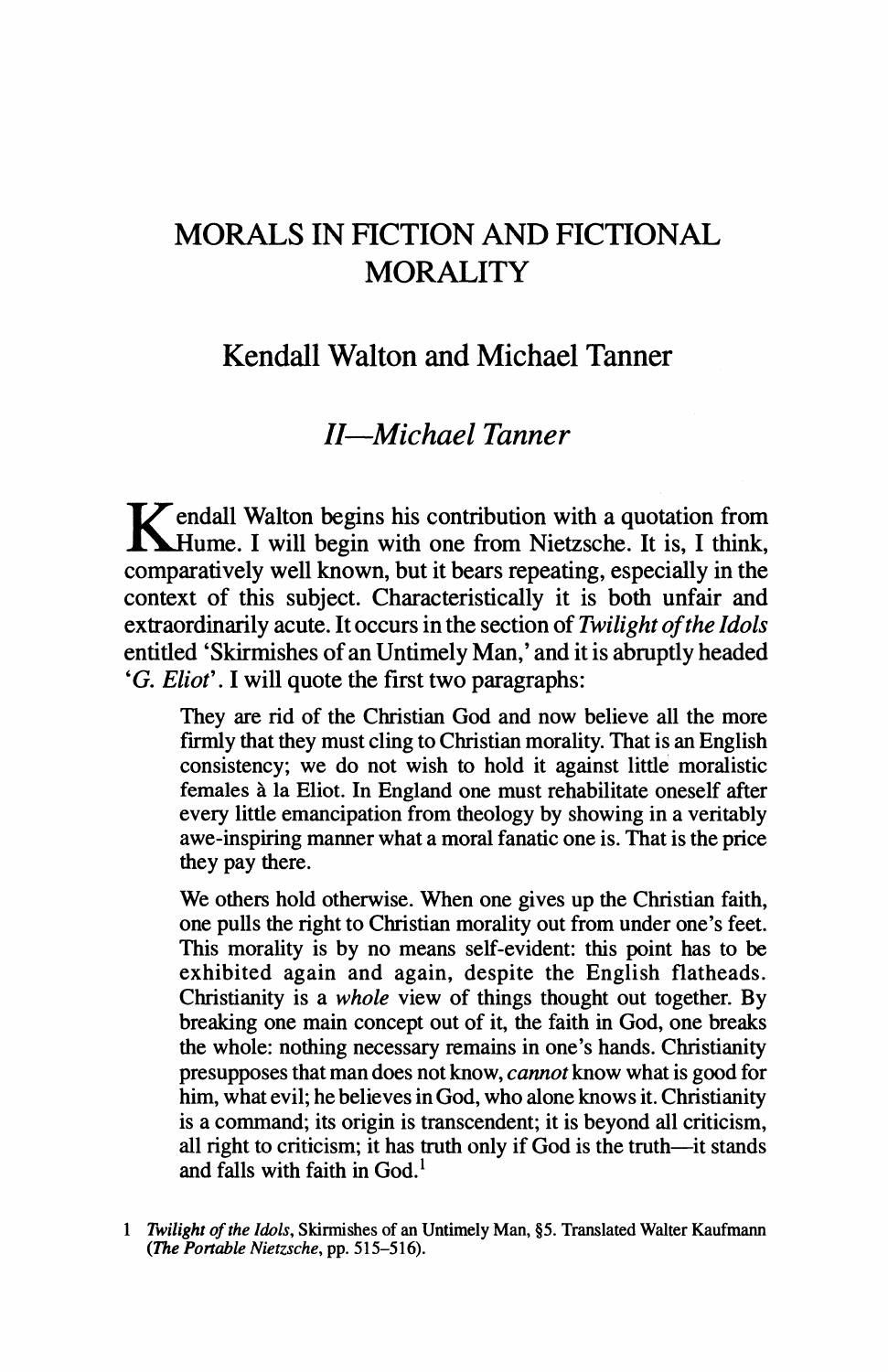# MORALS IN FICTION AND FICTIONAL MORALITY

## Kendall Walton and Michael Tanner

### *II—Michael Tanner*

Kendall Walton begins his contribution with a quotation from Hume. I will begin with one from Nietzsche. It is, I think, comparatively well known, but it bears repeating, especially in the context of this subject. Characteristically it is both unfair and extraordinarily acute. It occurs in the section of *Twilight of the Idols* entitled 'Skirmishes of an Untimely Man,' and it is abruptly headed '*G. Eliot*'. I will quote the first two paragraphs:

> They are rid of the Christian God and now believe all the more firmly that they must cling to Christian morality. That is an English consistency; we do not wish to hold it against little moralistic females à la Eliot. In England one must rehabilitate oneself after every little emancipation from theology by showing in a veritably awe-inspiring manner what a moral fanatic one is. That is the price they pay there.
>
> We others hold otherwise. When one gives up the Christian faith, one pulls the right to Christian morality out from under one's feet. This morality is by no means self-evident: this point has to be exhibited again and again, despite the English flatheads. Christianity is a *whole* view of things thought out together. By breaking one main concept out of it, the faith in God, one breaks the whole: nothing necessary remains in one's hands. Christianity presupposes that man does not know, *cannot* know what is good for him, what evil; he believes in God, who alone knows it. Christianity is a command; its origin is transcendent; it is beyond all criticism, all right to criticism; it has truth only if God is the truth—it stands and falls with faith in God.[1]

1 *Twilight of the Idols*, Skirmishes of an Untimely Man, §5. Translated Walter Kaufmann (*The Portable Nietzsche*, pp. 515–516).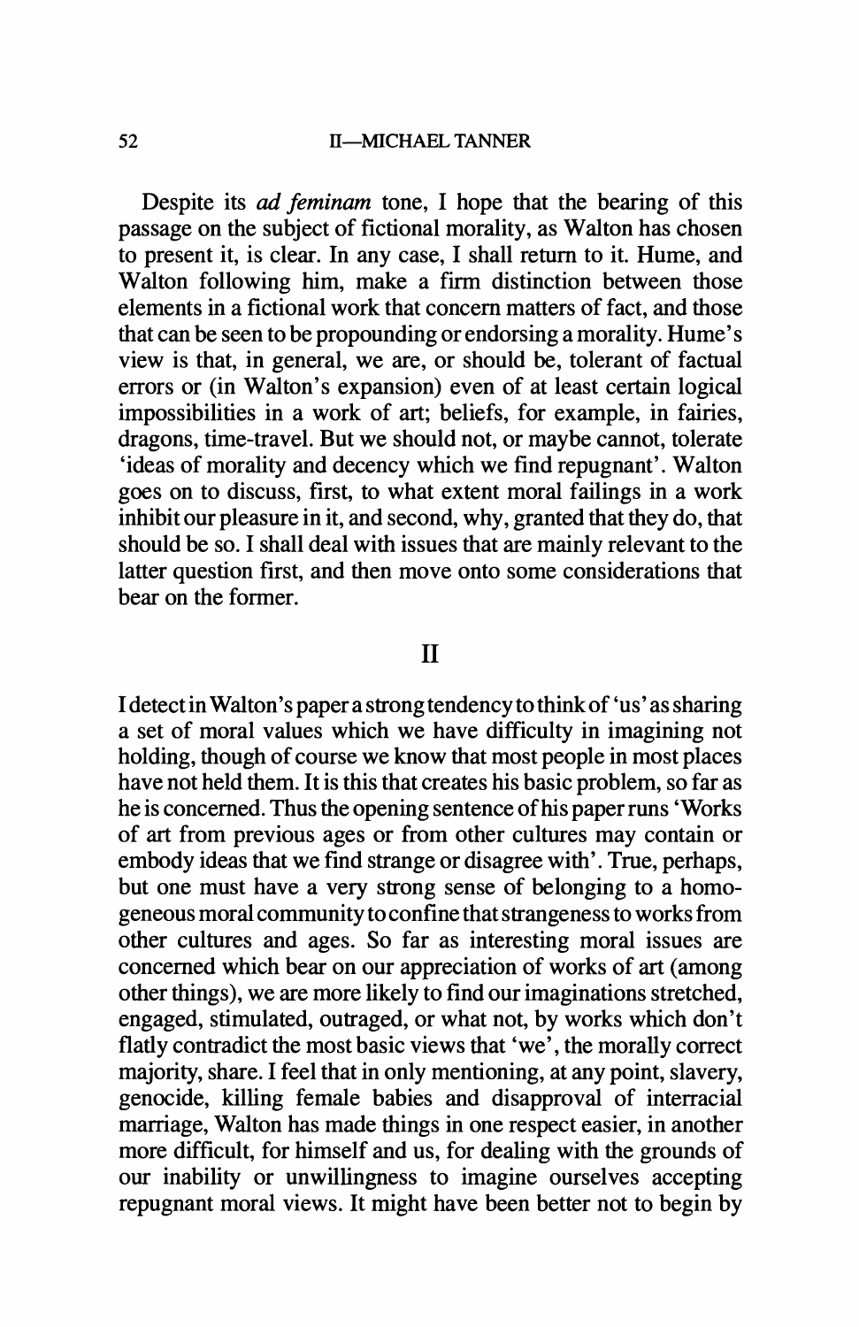Despite its *ad feminam* tone, I hope that the bearing of this passage on the subject of fictional morality, as Walton has chosen to present it, is clear. In any case, I shall return to it. Hume, and Walton following him, make a firm distinction between those elements in a fictional work that concern matters of fact, and those that can be seen to be propounding or endorsing a morality. Hume's view is that, in general, we are, or should be, tolerant of factual errors or (in Walton's expansion) even of at least certain logical impossibilities in a work of art; beliefs, for example, in fairies, dragons, time-travel. But we should not, or maybe cannot, tolerate 'ideas of morality and decency which we find repugnant'. Walton goes on to discuss, first, to what extent moral failings in a work inhibit our pleasure in it, and second, why, granted that they do, that should be so. I shall deal with issues that are mainly relevant to the latter question first, and then move onto some considerations that bear on the former.

## II

I detect in Walton's paper a strong tendency to think of 'us' as sharing a set of moral values which we have difficulty in imagining not holding, though of course we know that most people in most places have not held them. It is this that creates his basic problem, so far as he is concerned. Thus the opening sentence of his paper runs 'Works of art from previous ages or from other cultures may contain or embody ideas that we find strange or disagree with'. True, perhaps, but one must have a very strong sense of belonging to a homogeneous moral community to confine that strangeness to works from other cultures and ages. So far as interesting moral issues are concerned which bear on our appreciation of works of art (among other things), we are more likely to find our imaginations stretched, engaged, stimulated, outraged, or what not, by works which don't flatly contradict the most basic views that 'we', the morally correct majority, share. I feel that in only mentioning, at any point, slavery, genocide, killing female babies and disapproval of interracial marriage, Walton has made things in one respect easier, in another more difficult, for himself and us, for dealing with the grounds of our inability or unwillingness to imagine ourselves accepting repugnant moral views. It might have been better not to begin by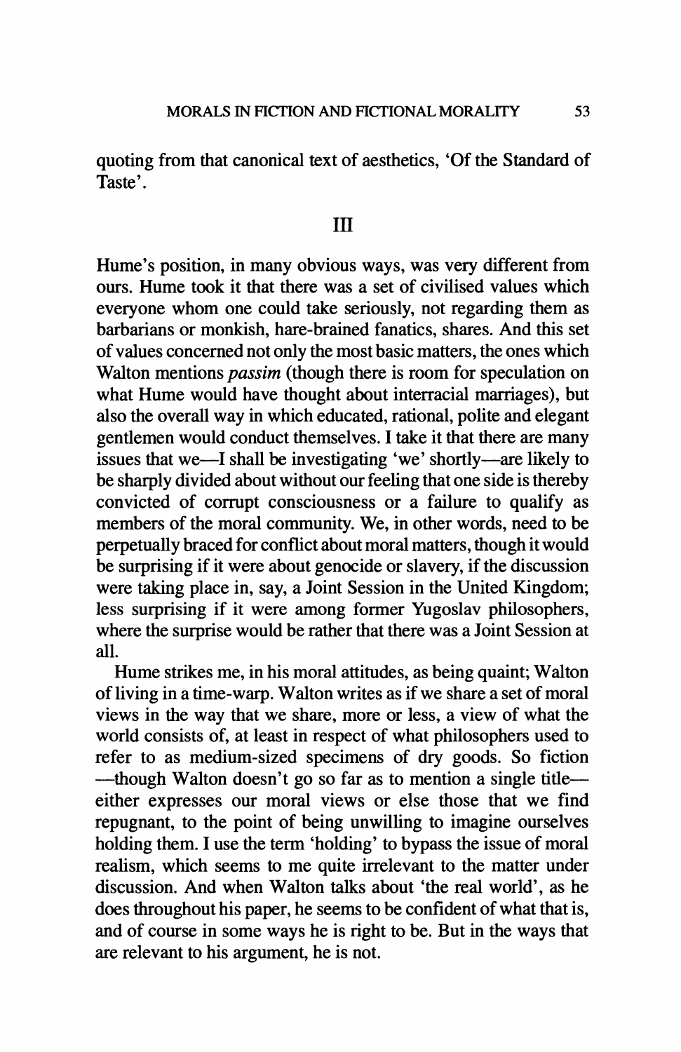quoting from that canonical text of aesthetics, 'Of the Standard of Taste'.

## III

Hume's position, in many obvious ways, was very different from ours. Hume took it that there was a set of civilised values which everyone whom one could take seriously, not regarding them as barbarians or monkish, hare-brained fanatics, shares. And this set of values concerned not only the most basic matters, the ones which Walton mentions *passim* (though there is room for speculation on what Hume would have thought about interracial marriages), but also the overall way in which educated, rational, polite and elegant gentlemen would conduct themselves. I take it that there are many issues that we—I shall be investigating 'we' shortly—are likely to be sharply divided about without our feeling that one side is thereby convicted of corrupt consciousness or a failure to qualify as members of the moral community. We, in other words, need to be perpetually braced for conflict about moral matters, though it would be surprising if it were about genocide or slavery, if the discussion were taking place in, say, a Joint Session in the United Kingdom; less surprising if it were among former Yugoslav philosophers, where the surprise would be rather that there was a Joint Session at all.

Hume strikes me, in his moral attitudes, as being quaint; Walton of living in a time-warp. Walton writes as if we share a set of moral views in the way that we share, more or less, a view of what the world consists of, at least in respect of what philosophers used to refer to as medium-sized specimens of dry goods. So fiction—though Walton doesn't go so far as to mention a single title—either expresses our moral views or else those that we find repugnant, to the point of being unwilling to imagine ourselves holding them. I use the term 'holding' to bypass the issue of moral realism, which seems to me quite irrelevant to the matter under discussion. And when Walton talks about 'the real world', as he does throughout his paper, he seems to be confident of what that is, and of course in some ways he is right to be. But in the ways that are relevant to his argument, he is not.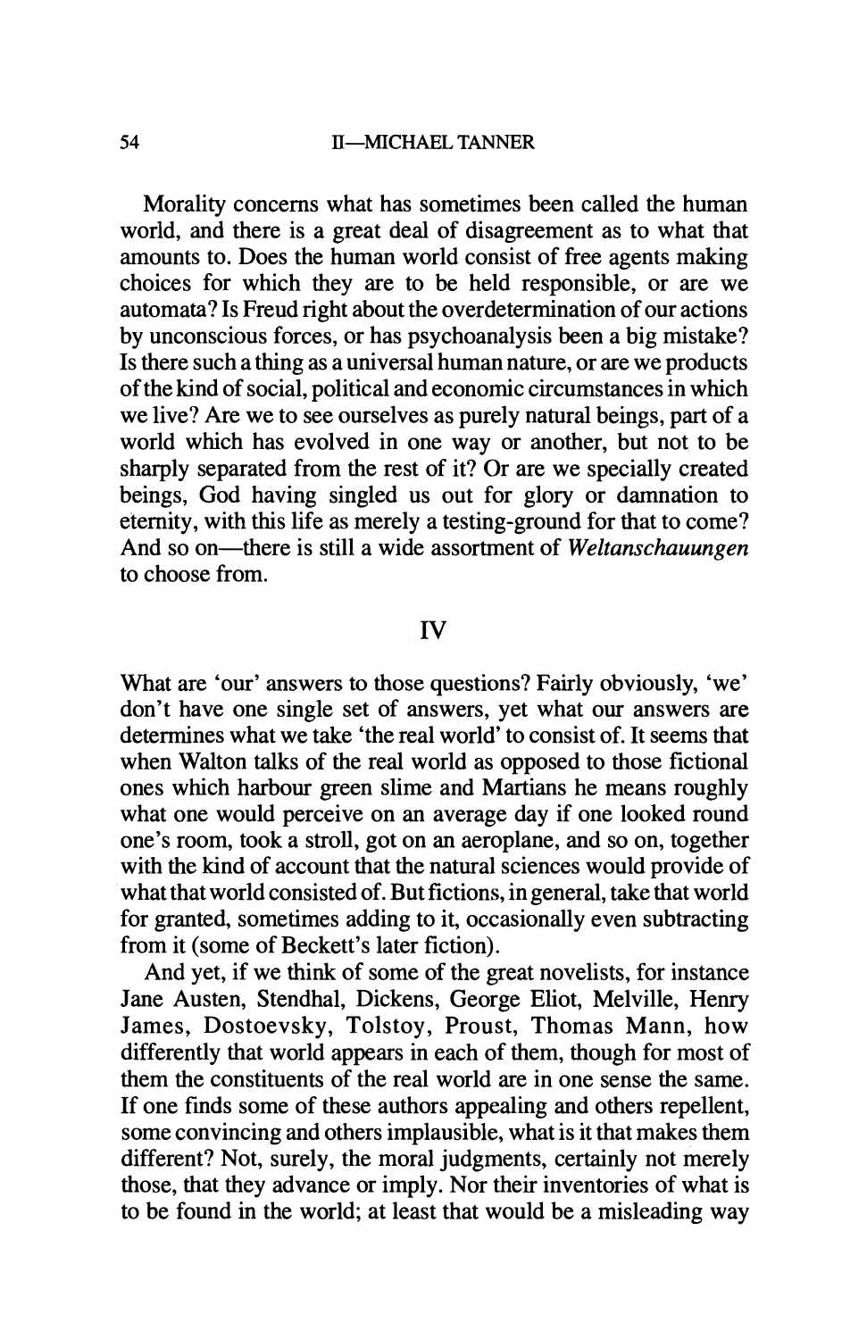Morality concerns what has sometimes been called the human world, and there is a great deal of disagreement as to what that amounts to. Does the human world consist of free agents making choices for which they are to be held responsible, or are we automata? Is Freud right about the overdetermination of our actions by unconscious forces, or has psychoanalysis been a big mistake? Is there such a thing as a universal human nature, or are we products of the kind of social, political and economic circumstances in which we live? Are we to see ourselves as purely natural beings, part of a world which has evolved in one way or another, but not to be sharply separated from the rest of it? Or are we specially created beings, God having singled us out for glory or damnation to eternity, with this life as merely a testing-ground for that to come? And so on—there is still a wide assortment of *Weltanschauungen* to choose from.

## IV

What are 'our' answers to those questions? Fairly obviously, 'we' don't have one single set of answers, yet what our answers are determines what we take 'the real world' to consist of. It seems that when Walton talks of the real world as opposed to those fictional ones which harbour green slime and Martians he means roughly what one would perceive on an average day if one looked round one's room, took a stroll, got on an aeroplane, and so on, together with the kind of account that the natural sciences would provide of what that world consisted of. But fictions, in general, take that world for granted, sometimes adding to it, occasionally even subtracting from it (some of Beckett's later fiction).

And yet, if we think of some of the great novelists, for instance Jane Austen, Stendhal, Dickens, George Eliot, Melville, Henry James, Dostoevsky, Tolstoy, Proust, Thomas Mann, how differently that world appears in each of them, though for most of them the constituents of the real world are in one sense the same. If one finds some of these authors appealing and others repellent, some convincing and others implausible, what is it that makes them different? Not, surely, the moral judgments, certainly not merely those, that they advance or imply. Nor their inventories of what is to be found in the world; at least that would be a misleading way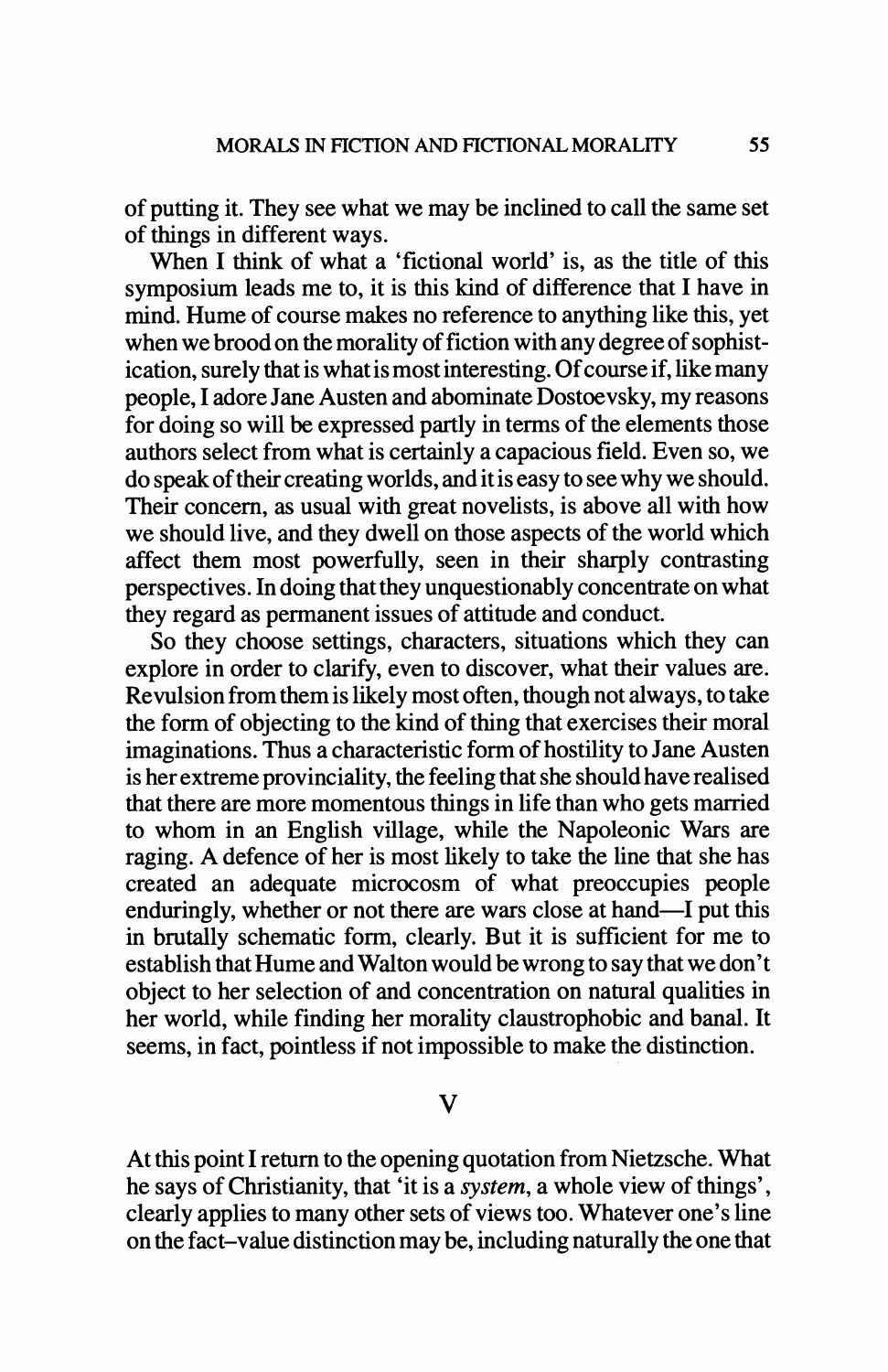of putting it. They see what we may be inclined to call the same set of things in different ways.

When I think of what a 'fictional world' is, as the title of this symposium leads me to, it is this kind of difference that I have in mind. Hume of course makes no reference to anything like this, yet when we brood on the morality of fiction with any degree of sophistication, surely that is what is most interesting. Of course if, like many people, I adore Jane Austen and abominate Dostoevsky, my reasons for doing so will be expressed partly in terms of the elements those authors select from what is certainly a capacious field. Even so, we do speak of their creating worlds, and it is easy to see why we should. Their concern, as usual with great novelists, is above all with how we should live, and they dwell on those aspects of the world which affect them most powerfully, seen in their sharply contrasting perspectives. In doing that they unquestionably concentrate on what they regard as permanent issues of attitude and conduct.

So they choose settings, characters, situations which they can explore in order to clarify, even to discover, what their values are. Revulsion from them is likely most often, though not always, to take the form of objecting to the kind of thing that exercises their moral imaginations. Thus a characteristic form of hostility to Jane Austen is her extreme provinciality, the feeling that she should have realised that there are more momentous things in life than who gets married to whom in an English village, while the Napoleonic Wars are raging. A defence of her is most likely to take the line that she has created an adequate microcosm of what preoccupies people enduringly, whether or not there are wars close at hand—I put this in brutally schematic form, clearly. But it is sufficient for me to establish that Hume and Walton would be wrong to say that we don't object to her selection of and concentration on natural qualities in her world, while finding her morality claustrophobic and banal. It seems, in fact, pointless if not impossible to make the distinction.

## V

At this point I return to the opening quotation from Nietzsche. What he says of Christianity, that 'it is a *system*, a whole view of things', clearly applies to many other sets of views too. Whatever one's line on the fact–value distinction may be, including naturally the one that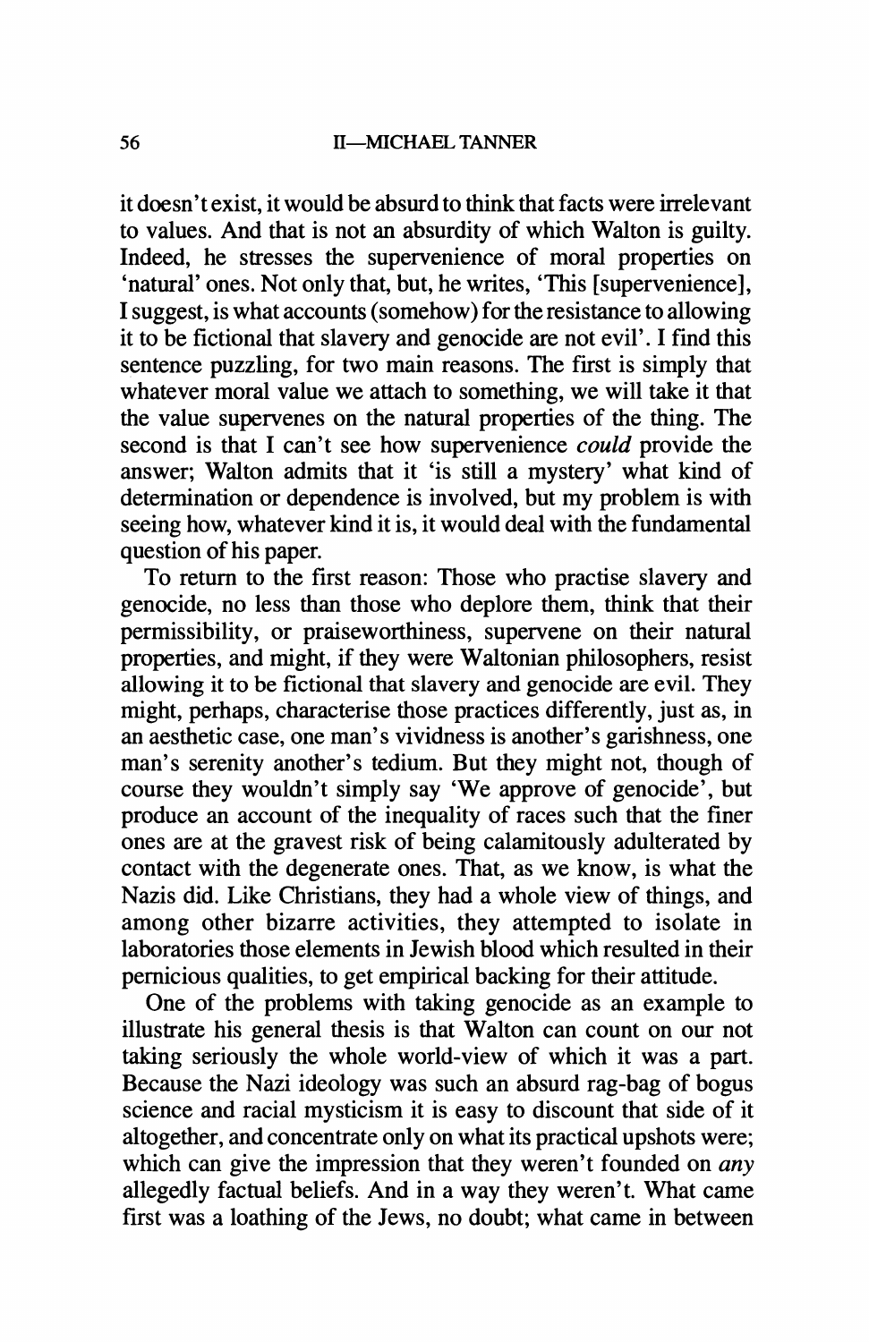it doesn't exist, it would be absurd to think that facts were irrelevant to values. And that is not an absurdity of which Walton is guilty. Indeed, he stresses the supervenience of moral properties on 'natural' ones. Not only that, but, he writes, 'This [supervenience], I suggest, is what accounts (somehow) for the resistance to allowing it to be fictional that slavery and genocide are not evil'. I find this sentence puzzling, for two main reasons. The first is simply that whatever moral value we attach to something, we will take it that the value supervenes on the natural properties of the thing. The second is that I can't see how supervenience *could* provide the answer; Walton admits that it 'is still a mystery' what kind of determination or dependence is involved, but my problem is with seeing how, whatever kind it is, it would deal with the fundamental question of his paper.

To return to the first reason: Those who practise slavery and genocide, no less than those who deplore them, think that their permissibility, or praiseworthiness, supervene on their natural properties, and might, if they were Waltonian philosophers, resist allowing it to be fictional that slavery and genocide are evil. They might, perhaps, characterise those practices differently, just as, in an aesthetic case, one man's vividness is another's garishness, one man's serenity another's tedium. But they might not, though of course they wouldn't simply say 'We approve of genocide', but produce an account of the inequality of races such that the finer ones are at the gravest risk of being calamitously adulterated by contact with the degenerate ones. That, as we know, is what the Nazis did. Like Christians, they had a whole view of things, and among other bizarre activities, they attempted to isolate in laboratories those elements in Jewish blood which resulted in their pernicious qualities, to get empirical backing for their attitude.

One of the problems with taking genocide as an example to illustrate his general thesis is that Walton can count on our not taking seriously the whole world-view of which it was a part. Because the Nazi ideology was such an absurd rag-bag of bogus science and racial mysticism it is easy to discount that side of it altogether, and concentrate only on what its practical upshots were; which can give the impression that they weren't founded on *any* allegedly factual beliefs. And in a way they weren't. What came first was a loathing of the Jews, no doubt; what came in between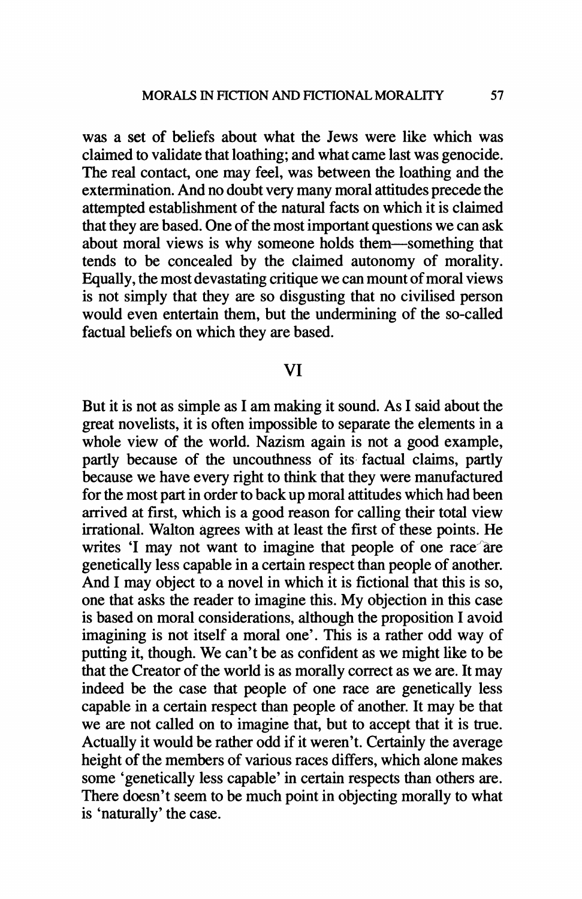was a set of beliefs about what the Jews were like which was claimed to validate that loathing; and what came last was genocide. The real contact, one may feel, was between the loathing and the extermination. And no doubt very many moral attitudes precede the attempted establishment of the natural facts on which it is claimed that they are based. One of the most important questions we can ask about moral views is why someone holds them—something that tends to be concealed by the claimed autonomy of morality. Equally, the most devastating critique we can mount of moral views is not simply that they are so disgusting that no civilised person would even entertain them, but the undermining of the so-called factual beliefs on which they are based.

## VI

But it is not as simple as I am making it sound. As I said about the great novelists, it is often impossible to separate the elements in a whole view of the world. Nazism again is not a good example, partly because of the uncouthness of its factual claims, partly because we have every right to think that they were manufactured for the most part in order to back up moral attitudes which had been arrived at first, which is a good reason for calling their total view irrational. Walton agrees with at least the first of these points. He writes 'I may not want to imagine that people of one race are genetically less capable in a certain respect than people of another. And I may object to a novel in which it is fictional that this is so, one that asks the reader to imagine this. My objection in this case is based on moral considerations, although the proposition I avoid imagining is not itself a moral one'. This is a rather odd way of putting it, though. We can't be as confident as we might like to be that the Creator of the world is as morally correct as we are. It may indeed be the case that people of one race are genetically less capable in a certain respect than people of another. It may be that we are not called on to imagine that, but to accept that it is true. Actually it would be rather odd if it weren't. Certainly the average height of the members of various races differs, which alone makes some 'genetically less capable' in certain respects than others are. There doesn't seem to be much point in objecting morally to what is 'naturally' the case.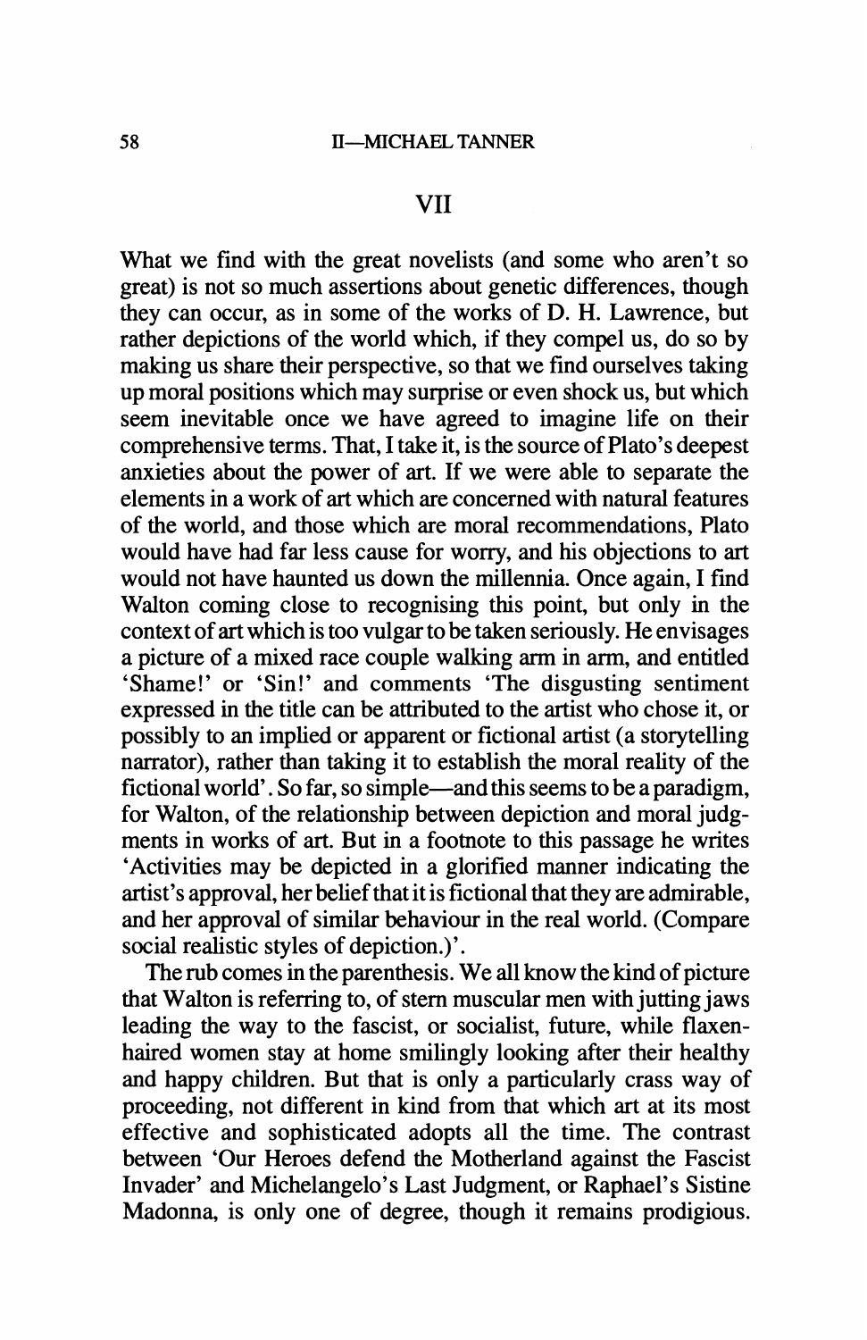## VII

What we find with the great novelists (and some who aren't so great) is not so much assertions about genetic differences, though they can occur, as in some of the works of D. H. Lawrence, but rather depictions of the world which, if they compel us, do so by making us share their perspective, so that we find ourselves taking up moral positions which may surprise or even shock us, but which seem inevitable once we have agreed to imagine life on their comprehensive terms. That, I take it, is the source of Plato's deepest anxieties about the power of art. If we were able to separate the elements in a work of art which are concerned with natural features of the world, and those which are moral recommendations, Plato would have had far less cause for worry, and his objections to art would not have haunted us down the millennia. Once again, I find Walton coming close to recognising this point, but only in the context of art which is too vulgar to be taken seriously. He envisages a picture of a mixed race couple walking arm in arm, and entitled 'Shame!' or 'Sin!' and comments 'The disgusting sentiment expressed in the title can be attributed to the artist who chose it, or possibly to an implied or apparent or fictional artist (a storytelling narrator), rather than taking it to establish the moral reality of the fictional world'. So far, so simple—and this seems to be a paradigm, for Walton, of the relationship between depiction and moral judgments in works of art. But in a footnote to this passage he writes 'Activities may be depicted in a glorified manner indicating the artist's approval, her belief that it is fictional that they are admirable, and her approval of similar behaviour in the real world. (Compare social realistic styles of depiction.)'.

The rub comes in the parenthesis. We all know the kind of picture that Walton is referring to, of stern muscular men with jutting jaws leading the way to the fascist, or socialist, future, while flaxen-haired women stay at home smilingly looking after their healthy and happy children. But that is only a particularly crass way of proceeding, not different in kind from that which art at its most effective and sophisticated adopts all the time. The contrast between 'Our Heroes defend the Motherland against the Fascist Invader' and Michelangelo's Last Judgment, or Raphael's Sistine Madonna, is only one of degree, though it remains prodigious.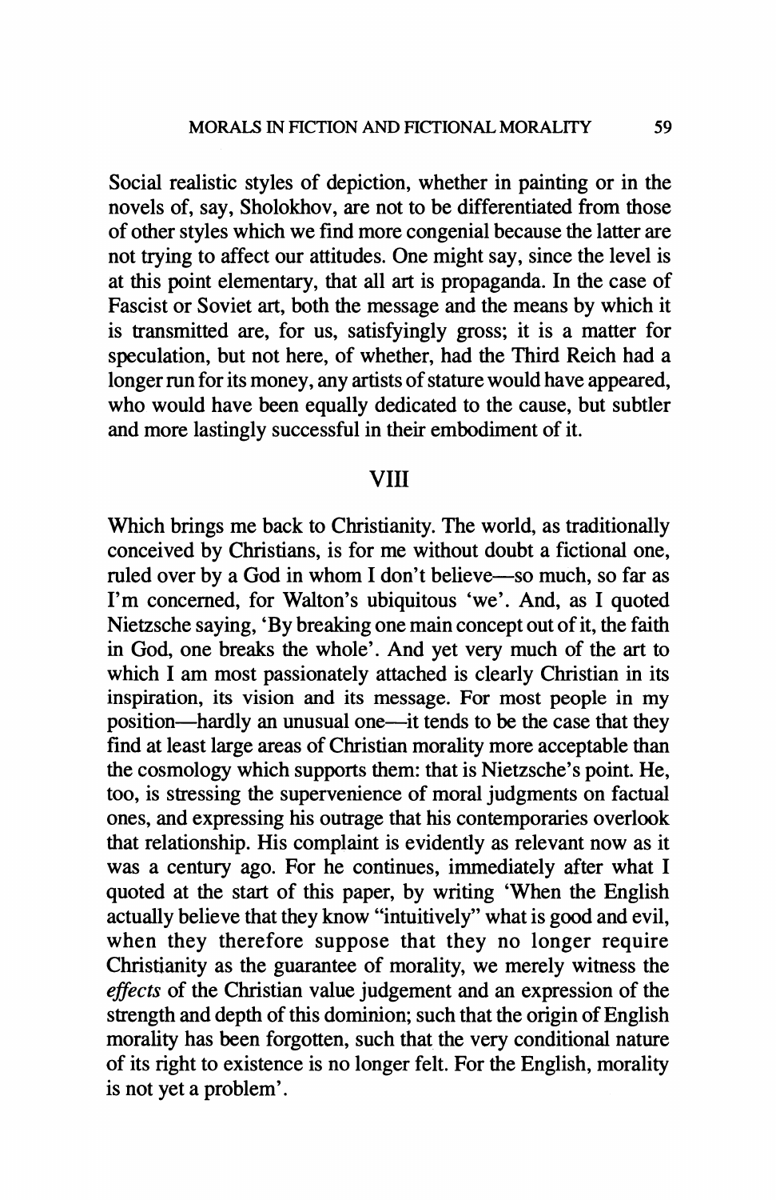Social realistic styles of depiction, whether in painting or in the novels of, say, Sholokhov, are not to be differentiated from those of other styles which we find more congenial because the latter are not trying to affect our attitudes. One might say, since the level is at this point elementary, that all art is propaganda. In the case of Fascist or Soviet art, both the message and the means by which it is transmitted are, for us, satisfyingly gross; it is a matter for speculation, but not here, of whether, had the Third Reich had a longer run for its money, any artists of stature would have appeared, who would have been equally dedicated to the cause, but subtler and more lastingly successful in their embodiment of it.

## VIII

Which brings me back to Christianity. The world, as traditionally conceived by Christians, is for me without doubt a fictional one, ruled over by a God in whom I don't believe—so much, so far as I'm concerned, for Walton's ubiquitous 'we'. And, as I quoted Nietzsche saying, 'By breaking one main concept out of it, the faith in God, one breaks the whole'. And yet very much of the art to which I am most passionately attached is clearly Christian in its inspiration, its vision and its message. For most people in my position—hardly an unusual one—it tends to be the case that they find at least large areas of Christian morality more acceptable than the cosmology which supports them: that is Nietzsche's point. He, too, is stressing the supervenience of moral judgments on factual ones, and expressing his outrage that his contemporaries overlook that relationship. His complaint is evidently as relevant now as it was a century ago. For he continues, immediately after what I quoted at the start of this paper, by writing 'When the English actually believe that they know "intuitively" what is good and evil, when they therefore suppose that they no longer require Christianity as the guarantee of morality, we merely witness the *effects* of the Christian value judgement and an expression of the strength and depth of this dominion; such that the origin of English morality has been forgotten, such that the very conditional nature of its right to existence is no longer felt. For the English, morality is not yet a problem'.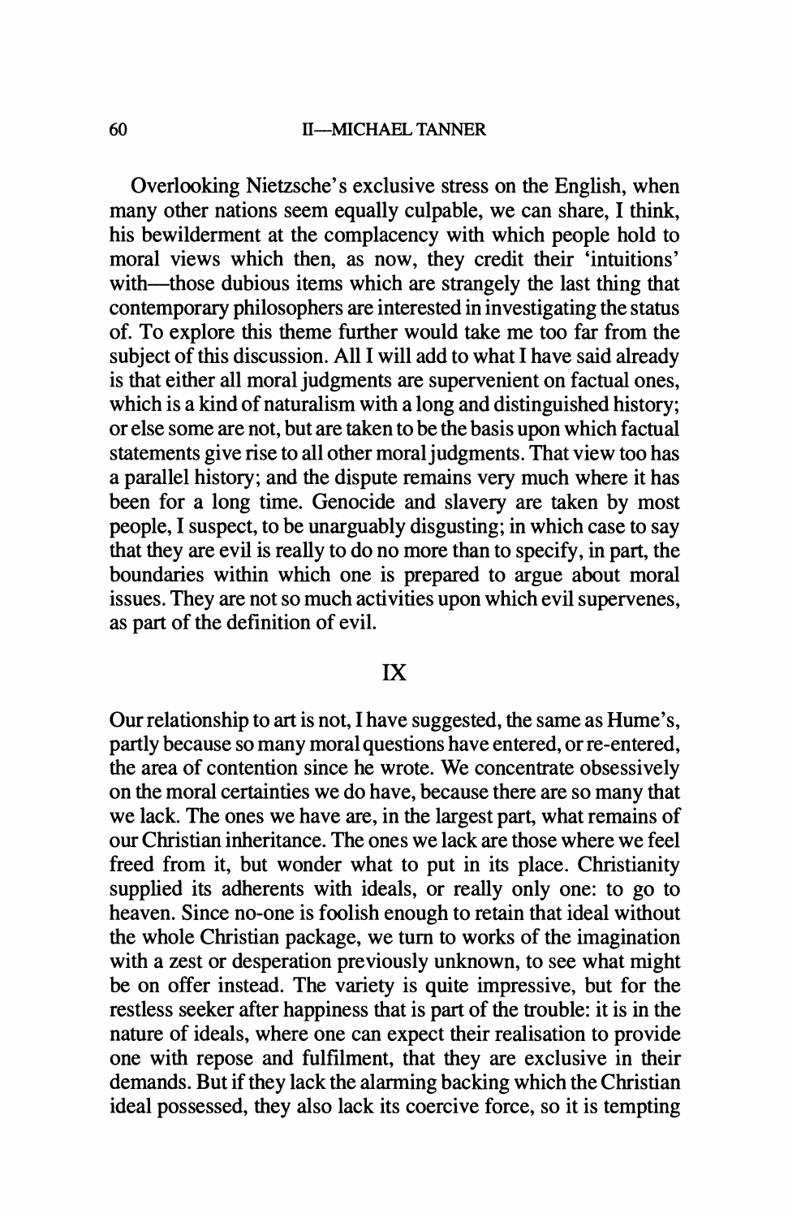Overlooking Nietzsche's exclusive stress on the English, when many other nations seem equally culpable, we can share, I think, his bewilderment at the complacency with which people hold to moral views which then, as now, they credit their 'intuitions' with—those dubious items which are strangely the last thing that contemporary philosophers are interested in investigating the status of. To explore this theme further would take me too far from the subject of this discussion. All I will add to what I have said already is that either all moral judgments are supervenient on factual ones, which is a kind of naturalism with a long and distinguished history; or else some are not, but are taken to be the basis upon which factual statements give rise to all other moral judgments. That view too has a parallel history; and the dispute remains very much where it has been for a long time. Genocide and slavery are taken by most people, I suspect, to be unarguably disgusting; in which case to say that they are evil is really to do no more than to specify, in part, the boundaries within which one is prepared to argue about moral issues. They are not so much activities upon which evil supervenes, as part of the definition of evil.

## IX

Our relationship to art is not, I have suggested, the same as Hume's, partly because so many moral questions have entered, or re-entered, the area of contention since he wrote. We concentrate obsessively on the moral certainties we do have, because there are so many that we lack. The ones we have are, in the largest part, what remains of our Christian inheritance. The ones we lack are those where we feel freed from it, but wonder what to put in its place. Christianity supplied its adherents with ideals, or really only one: to go to heaven. Since no-one is foolish enough to retain that ideal without the whole Christian package, we turn to works of the imagination with a zest or desperation previously unknown, to see what might be on offer instead. The variety is quite impressive, but for the restless seeker after happiness that is part of the trouble: it is in the nature of ideals, where one can expect their realisation to provide one with repose and fulfilment, that they are exclusive in their demands. But if they lack the alarming backing which the Christian ideal possessed, they also lack its coercive force, so it is tempting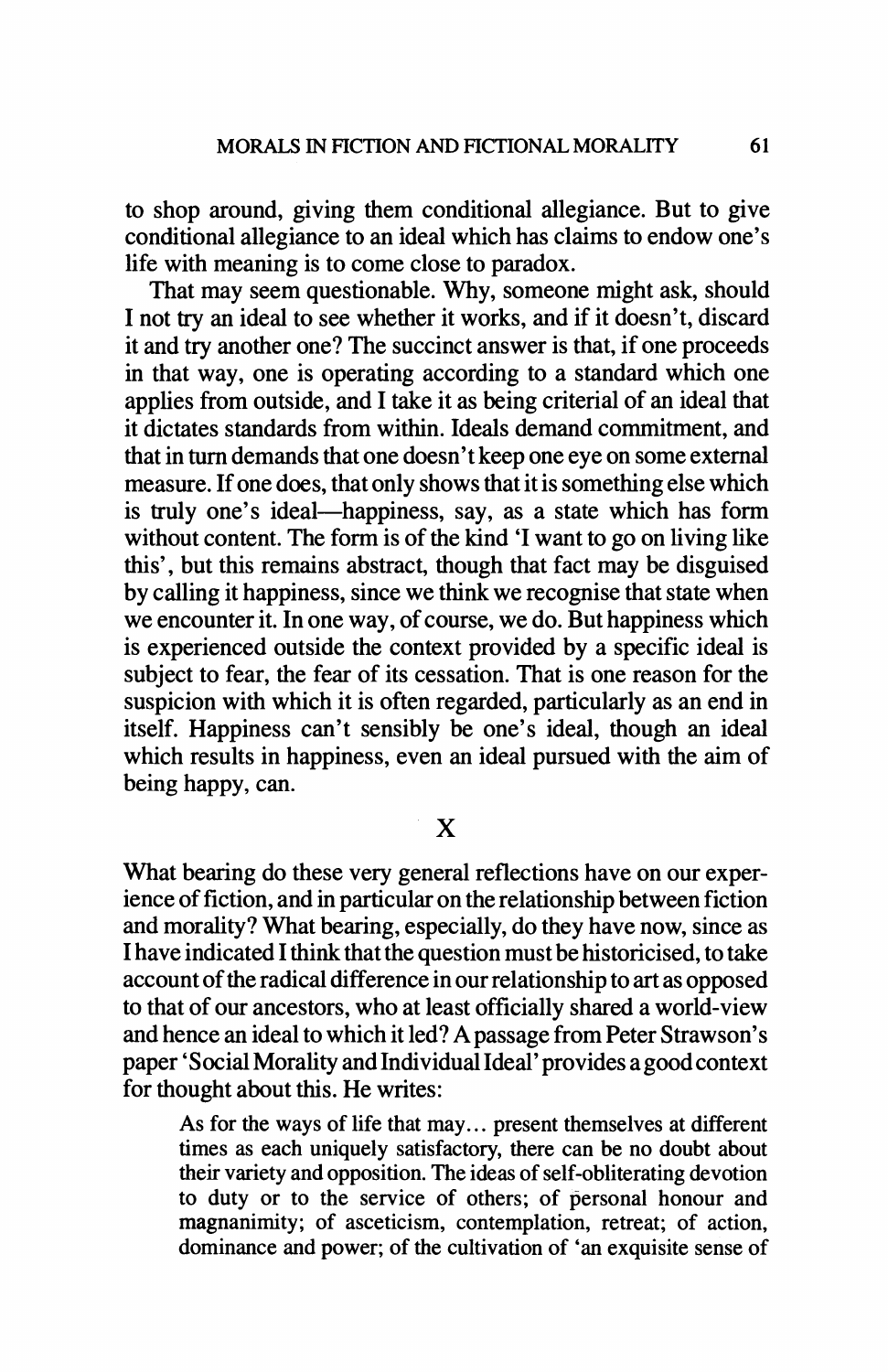to shop around, giving them conditional allegiance. But to give conditional allegiance to an ideal which has claims to endow one's life with meaning is to come close to paradox.

That may seem questionable. Why, someone might ask, should I not try an ideal to see whether it works, and if it doesn't, discard it and try another one? The succinct answer is that, if one proceeds in that way, one is operating according to a standard which one applies from outside, and I take it as being criterial of an ideal that it dictates standards from within. Ideals demand commitment, and that in turn demands that one doesn't keep one eye on some external measure. If one does, that only shows that it is something else which is truly one's ideal—happiness, say, as a state which has form without content. The form is of the kind 'I want to go on living like this', but this remains abstract, though that fact may be disguised by calling it happiness, since we think we recognise that state when we encounter it. In one way, of course, we do. But happiness which is experienced outside the context provided by a specific ideal is subject to fear, the fear of its cessation. That is one reason for the suspicion with which it is often regarded, particularly as an end in itself. Happiness can't sensibly be one's ideal, though an ideal which results in happiness, even an ideal pursued with the aim of being happy, can.

## X

What bearing do these very general reflections have on our experience of fiction, and in particular on the relationship between fiction and morality? What bearing, especially, do they have now, since as I have indicated I think that the question must be historicised, to take account of the radical difference in our relationship to art as opposed to that of our ancestors, who at least officially shared a world-view and hence an ideal to which it led? A passage from Peter Strawson's paper 'Social Morality and Individual Ideal' provides a good context for thought about this. He writes:

> As for the ways of life that may... present themselves at different times as each uniquely satisfactory, there can be no doubt about their variety and opposition. The ideas of self-obliterating devotion to duty or to the service of others; of personal honour and magnanimity; of asceticism, contemplation, retreat; of action, dominance and power; of the cultivation of 'an exquisite sense of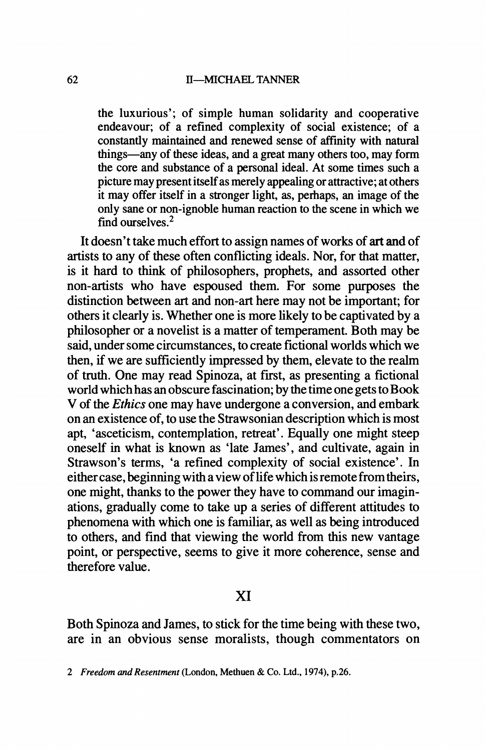the luxurious'; of simple human solidarity and cooperative endeavour; of a refined complexity of social existence; of a constantly maintained and renewed sense of affinity with natural things—any of these ideas, and a great many others too, may form the core and substance of a personal ideal. At some times such a picture may present itself as merely appealing or attractive; at others it may offer itself in a stronger light, as, perhaps, an image of the only sane or non-ignoble human reaction to the scene in which we find ourselves.[2]

It doesn't take much effort to assign names of works of art and of artists to any of these often conflicting ideals. Nor, for that matter, is it hard to think of philosophers, prophets, and assorted other non-artists who have espoused them. For some purposes the distinction between art and non-art here may not be important; for others it clearly is. Whether one is more likely to be captivated by a philosopher or a novelist is a matter of temperament. Both may be said, under some circumstances, to create fictional worlds which we then, if we are sufficiently impressed by them, elevate to the realm of truth. One may read Spinoza, at first, as presenting a fictional world which has an obscure fascination; by the time one gets to Book V of the *Ethics* one may have undergone a conversion, and embark on an existence of, to use the Strawsonian description which is most apt, 'asceticism, contemplation, retreat'. Equally one might steep oneself in what is known as 'late James', and cultivate, again in Strawson's terms, 'a refined complexity of social existence'. In either case, beginning with a view of life which is remote from theirs, one might, thanks to the power they have to command our imaginations, gradually come to take up a series of different attitudes to phenomena with which one is familiar, as well as being introduced to others, and find that viewing the world from this new vantage point, or perspective, seems to give it more coherence, sense and therefore value.

## XI

Both Spinoza and James, to stick for the time being with these two, are in an obvious sense moralists, though commentators on

2 *Freedom and Resentment* (London, Methuen & Co. Ltd., 1974), p.26.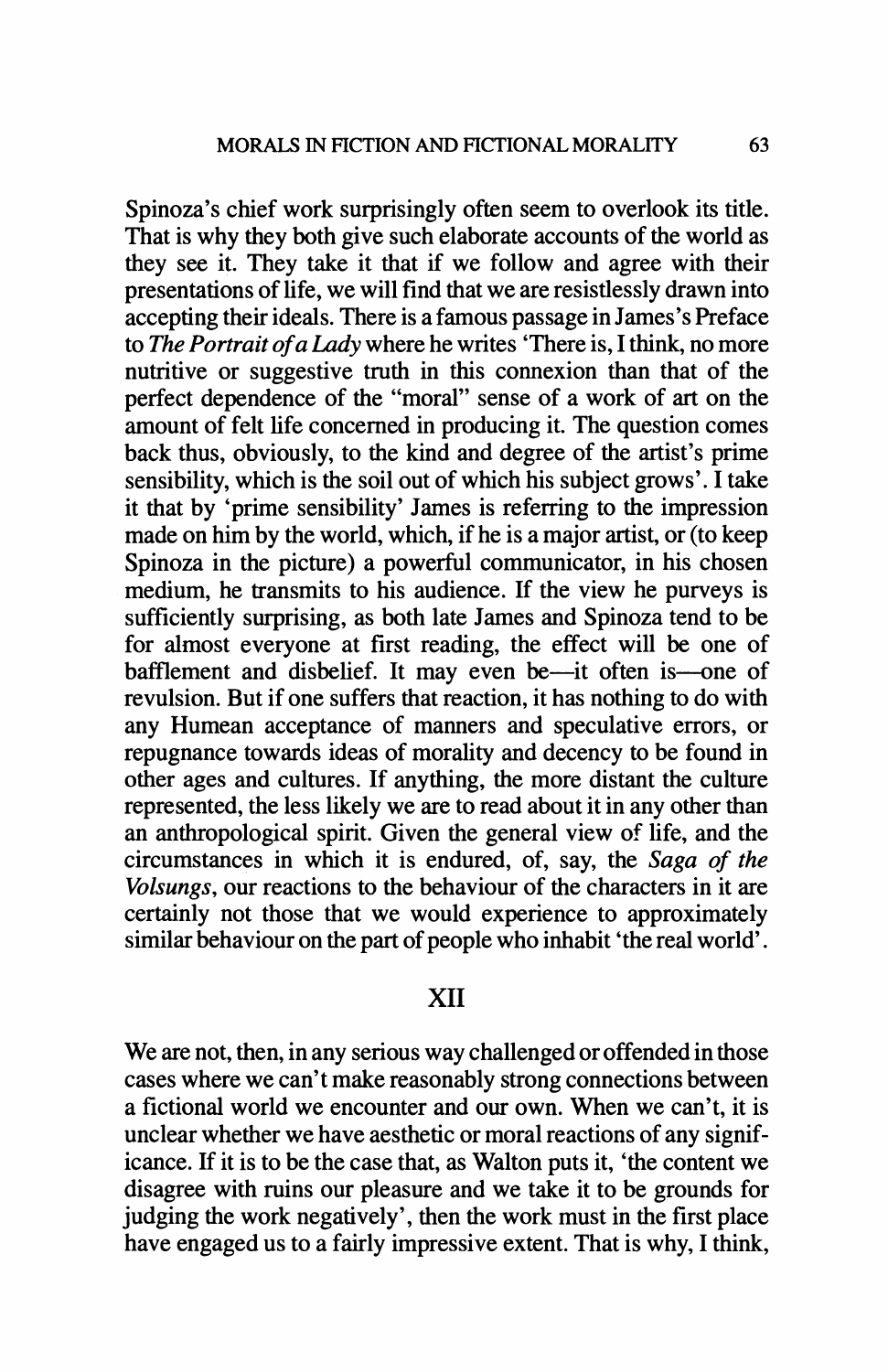Spinoza's chief work surprisingly often seem to overlook its title. That is why they both give such elaborate accounts of the world as they see it. They take it that if we follow and agree with their presentations of life, we will find that we are resistlessly drawn into accepting their ideals. There is a famous passage in James's Preface to *The Portrait of a Lady* where he writes 'There is, I think, no more nutritive or suggestive truth in this connexion than that of the perfect dependence of the "moral" sense of a work of art on the amount of felt life concerned in producing it. The question comes back thus, obviously, to the kind and degree of the artist's prime sensibility, which is the soil out of which his subject grows'. I take it that by 'prime sensibility' James is referring to the impression made on him by the world, which, if he is a major artist, or (to keep Spinoza in the picture) a powerful communicator, in his chosen medium, he transmits to his audience. If the view he purveys is sufficiently surprising, as both late James and Spinoza tend to be for almost everyone at first reading, the effect will be one of bafflement and disbelief. It may even be—it often is—one of revulsion. But if one suffers that reaction, it has nothing to do with any Humean acceptance of manners and speculative errors, or repugnance towards ideas of morality and decency to be found in other ages and cultures. If anything, the more distant the culture represented, the less likely we are to read about it in any other than an anthropological spirit. Given the general view of life, and the circumstances in which it is endured, of, say, the *Saga of the Volsungs*, our reactions to the behaviour of the characters in it are certainly not those that we would experience to approximately similar behaviour on the part of people who inhabit 'the real world'.

## XII

We are not, then, in any serious way challenged or offended in those cases where we can't make reasonably strong connections between a fictional world we encounter and our own. When we can't, it is unclear whether we have aesthetic or moral reactions of any significance. If it is to be the case that, as Walton puts it, 'the content we disagree with ruins our pleasure and we take it to be grounds for judging the work negatively', then the work must in the first place have engaged us to a fairly impressive extent. That is why, I think,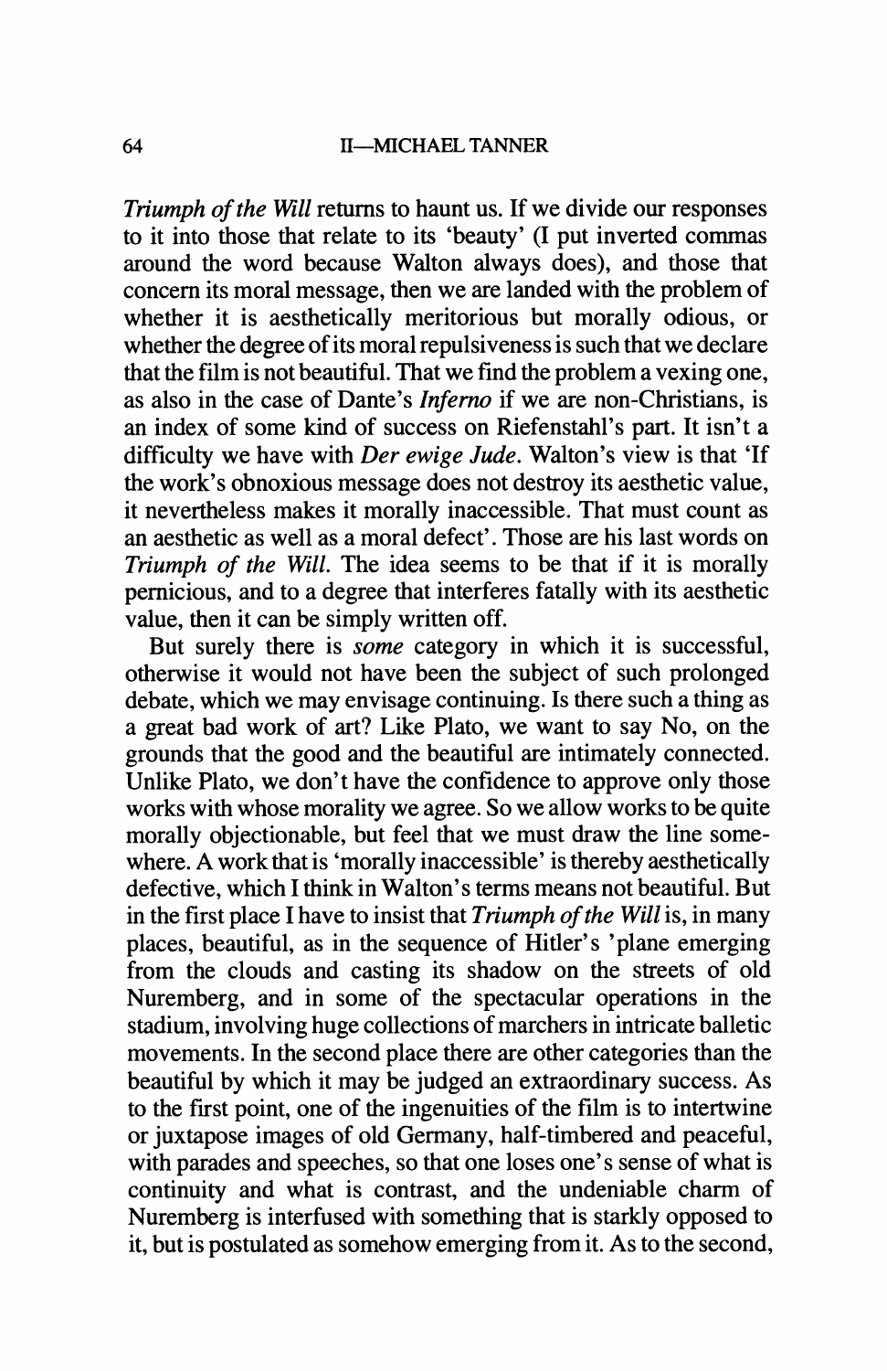*Triumph of the Will* returns to haunt us. If we divide our responses to it into those that relate to its 'beauty' (I put inverted commas around the word because Walton always does), and those that concern its moral message, then we are landed with the problem of whether it is aesthetically meritorious but morally odious, or whether the degree of its moral repulsiveness is such that we declare that the film is not beautiful. That we find the problem a vexing one, as also in the case of Dante's *Inferno* if we are non-Christians, is an index of some kind of success on Riefenstahl's part. It isn't a difficulty we have with *Der ewige Jude*. Walton's view is that 'If the work's obnoxious message does not destroy its aesthetic value, it nevertheless makes it morally inaccessible. That must count as an aesthetic as well as a moral defect'. Those are his last words on *Triumph of the Will*. The idea seems to be that if it is morally pernicious, and to a degree that interferes fatally with its aesthetic value, then it can be simply written off.

But surely there is *some* category in which it is successful, otherwise it would not have been the subject of such prolonged debate, which we may envisage continuing. Is there such a thing as a great bad work of art? Like Plato, we want to say No, on the grounds that the good and the beautiful are intimately connected. Unlike Plato, we don't have the confidence to approve only those works with whose morality we agree. So we allow works to be quite morally objectionable, but feel that we must draw the line somewhere. A work that is 'morally inaccessible' is thereby aesthetically defective, which I think in Walton's terms means not beautiful. But in the first place I have to insist that *Triumph of the Will* is, in many places, beautiful, as in the sequence of Hitler's 'plane emerging from the clouds and casting its shadow on the streets of old Nuremberg, and in some of the spectacular operations in the stadium, involving huge collections of marchers in intricate balletic movements. In the second place there are other categories than the beautiful by which it may be judged an extraordinary success. As to the first point, one of the ingenuities of the film is to intertwine or juxtapose images of old Germany, half-timbered and peaceful, with parades and speeches, so that one loses one's sense of what is continuity and what is contrast, and the undeniable charm of Nuremberg is interfused with something that is starkly opposed to it, but is postulated as somehow emerging from it. As to the second,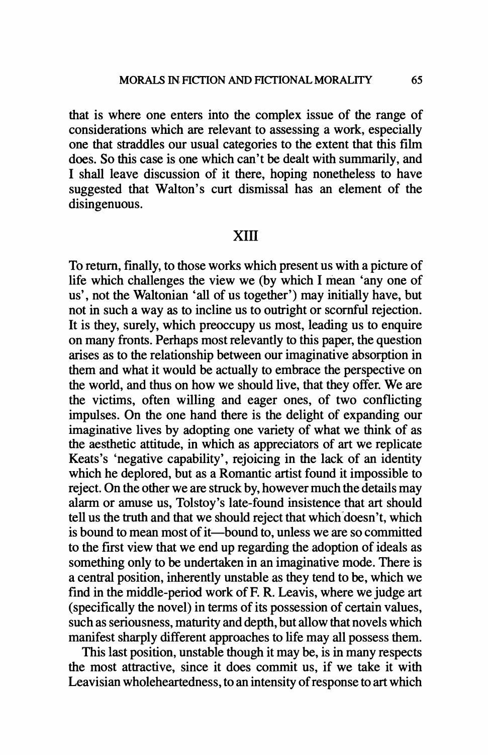that is where one enters into the complex issue of the range of considerations which are relevant to assessing a work, especially one that straddles our usual categories to the extent that this film does. So this case is one which can't be dealt with summarily, and I shall leave discussion of it there, hoping nonetheless to have suggested that Walton's curt dismissal has an element of the disingenuous.

## XIII

To return, finally, to those works which present us with a picture of life which challenges the view we (by which I mean 'any one of us', not the Waltonian 'all of us together') may initially have, but not in such a way as to incline us to outright or scornful rejection. It is they, surely, which preoccupy us most, leading us to enquire on many fronts. Perhaps most relevantly to this paper, the question arises as to the relationship between our imaginative absorption in them and what it would be actually to embrace the perspective on the world, and thus on how we should live, that they offer. We are the victims, often willing and eager ones, of two conflicting impulses. On the one hand there is the delight of expanding our imaginative lives by adopting one variety of what we think of as the aesthetic attitude, in which as appreciators of art we replicate Keats's 'negative capability', rejoicing in the lack of an identity which he deplored, but as a Romantic artist found it impossible to reject. On the other we are struck by, however much the details may alarm or amuse us, Tolstoy's late-found insistence that art should tell us the truth and that we should reject that which doesn't, which is bound to mean most of it—bound to, unless we are so committed to the first view that we end up regarding the adoption of ideals as something only to be undertaken in an imaginative mode. There is a central position, inherently unstable as they tend to be, which we find in the middle-period work of F. R. Leavis, where we judge art (specifically the novel) in terms of its possession of certain values, such as seriousness, maturity and depth, but allow that novels which manifest sharply different approaches to life may all possess them.

This last position, unstable though it may be, is in many respects the most attractive, since it does commit us, if we take it with Leavisian wholeheartedness, to an intensity of response to art which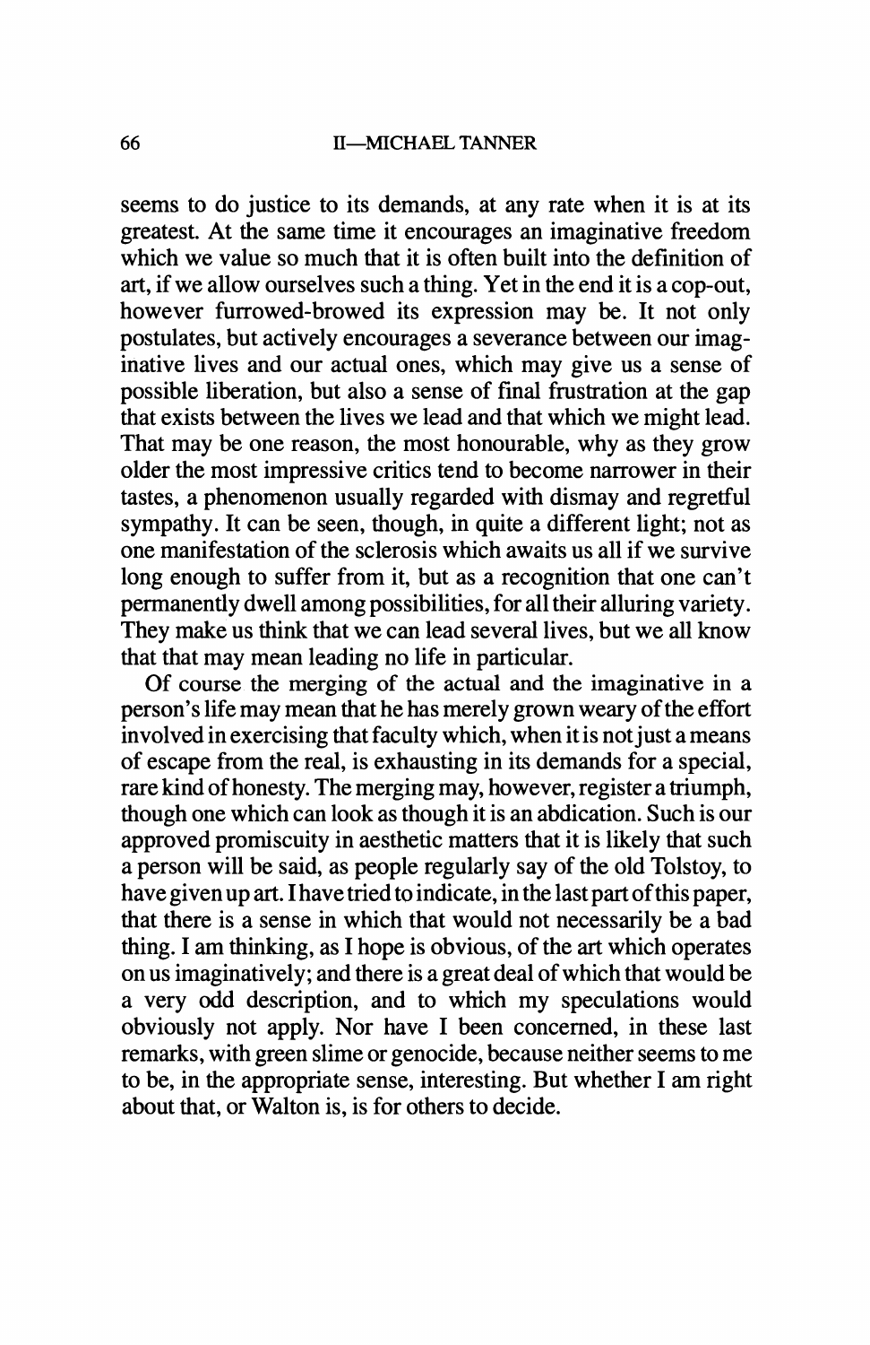seems to do justice to its demands, at any rate when it is at its greatest. At the same time it encourages an imaginative freedom which we value so much that it is often built into the definition of art, if we allow ourselves such a thing. Yet in the end it is a cop-out, however furrowed-browed its expression may be. It not only postulates, but actively encourages a severance between our imaginative lives and our actual ones, which may give us a sense of possible liberation, but also a sense of final frustration at the gap that exists between the lives we lead and that which we might lead. That may be one reason, the most honourable, why as they grow older the most impressive critics tend to become narrower in their tastes, a phenomenon usually regarded with dismay and regretful sympathy. It can be seen, though, in quite a different light; not as one manifestation of the sclerosis which awaits us all if we survive long enough to suffer from it, but as a recognition that one can't permanently dwell among possibilities, for all their alluring variety. They make us think that we can lead several lives, but we all know that that may mean leading no life in particular.

Of course the merging of the actual and the imaginative in a person's life may mean that he has merely grown weary of the effort involved in exercising that faculty which, when it is not just a means of escape from the real, is exhausting in its demands for a special, rare kind of honesty. The merging may, however, register a triumph, though one which can look as though it is an abdication. Such is our approved promiscuity in aesthetic matters that it is likely that such a person will be said, as people regularly say of the old Tolstoy, to have given up art. I have tried to indicate, in the last part of this paper, that there is a sense in which that would not necessarily be a bad thing. I am thinking, as I hope is obvious, of the art which operates on us imaginatively; and there is a great deal of which that would be a very odd description, and to which my speculations would obviously not apply. Nor have I been concerned, in these last remarks, with green slime or genocide, because neither seems to me to be, in the appropriate sense, interesting. But whether I am right about that, or Walton is, is for others to decide.